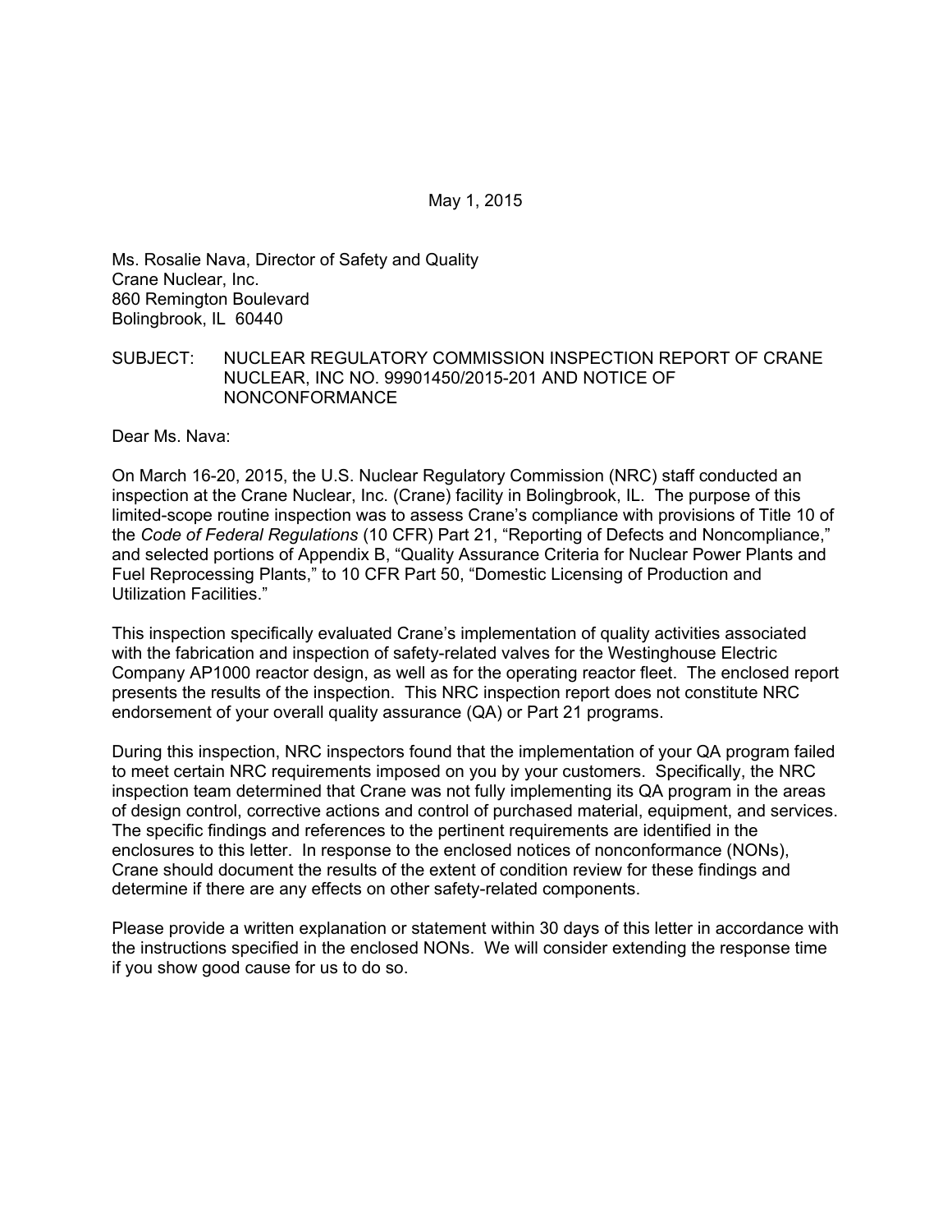May 1, 2015

Ms. Rosalie Nava, Director of Safety and Quality
Crane Nuclear, Inc.
860 Remington Boulevard
Bolingbrook, IL 60440

SUBJECT: NUCLEAR REGULATORY COMMISSION INSPECTION REPORT OF CRANE NUCLEAR, INC NO. 99901450/2015-201 AND NOTICE OF NONCONFORMANCE

Dear Ms. Nava:

On March 16-20, 2015, the U.S. Nuclear Regulatory Commission (NRC) staff conducted an inspection at the Crane Nuclear, Inc. (Crane) facility in Bolingbrook, IL. The purpose of this limited-scope routine inspection was to assess Crane's compliance with provisions of Title 10 of the *Code of Federal Regulations* (10 CFR) Part 21, "Reporting of Defects and Noncompliance," and selected portions of Appendix B, "Quality Assurance Criteria for Nuclear Power Plants and Fuel Reprocessing Plants," to 10 CFR Part 50, "Domestic Licensing of Production and Utilization Facilities."

This inspection specifically evaluated Crane's implementation of quality activities associated with the fabrication and inspection of safety-related valves for the Westinghouse Electric Company AP1000 reactor design, as well as for the operating reactor fleet. The enclosed report presents the results of the inspection. This NRC inspection report does not constitute NRC endorsement of your overall quality assurance (QA) or Part 21 programs.

During this inspection, NRC inspectors found that the implementation of your QA program failed to meet certain NRC requirements imposed on you by your customers. Specifically, the NRC inspection team determined that Crane was not fully implementing its QA program in the areas of design control, corrective actions and control of purchased material, equipment, and services. The specific findings and references to the pertinent requirements are identified in the enclosures to this letter. In response to the enclosed notices of nonconformance (NONs), Crane should document the results of the extent of condition review for these findings and determine if there are any effects on other safety-related components.

Please provide a written explanation or statement within 30 days of this letter in accordance with the instructions specified in the enclosed NONs. We will consider extending the response time if you show good cause for us to do so.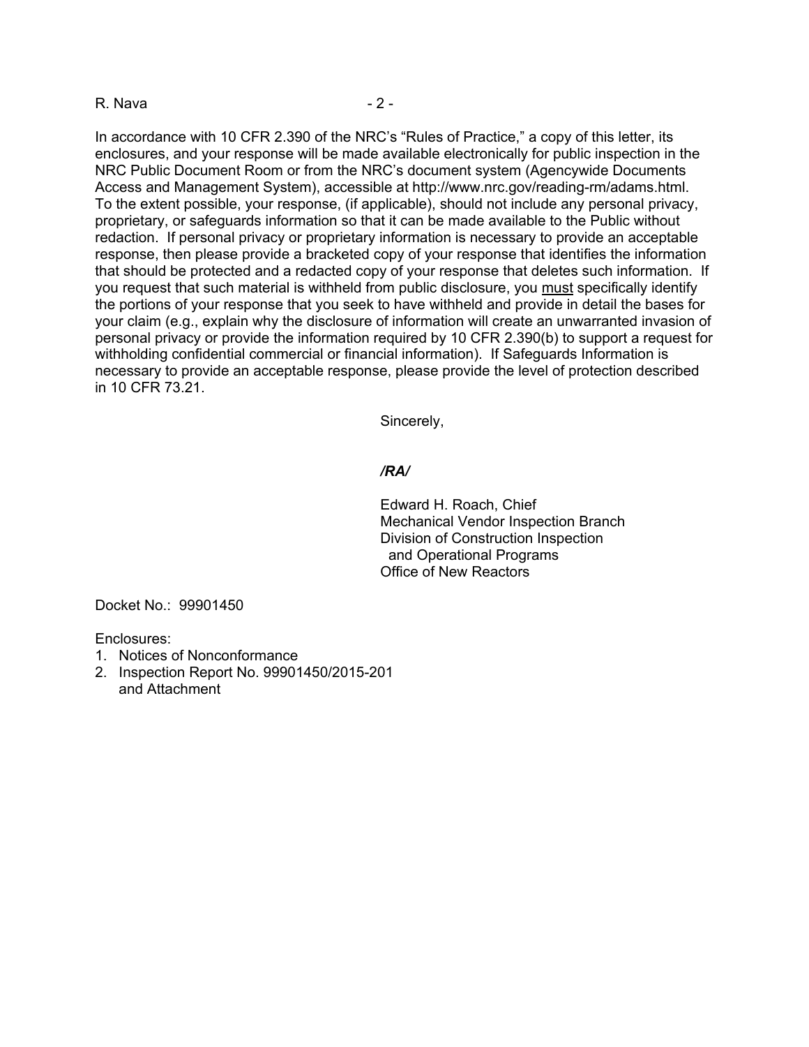In accordance with 10 CFR 2.390 of the NRC's "Rules of Practice," a copy of this letter, its enclosures, and your response will be made available electronically for public inspection in the NRC Public Document Room or from the NRC's document system (Agencywide Documents Access and Management System), accessible at http://www.nrc.gov/reading-rm/adams.html. To the extent possible, your response, (if applicable), should not include any personal privacy, proprietary, or safeguards information so that it can be made available to the Public without redaction. If personal privacy or proprietary information is necessary to provide an acceptable response, then please provide a bracketed copy of your response that identifies the information that should be protected and a redacted copy of your response that deletes such information. If you request that such material is withheld from public disclosure, you must specifically identify the portions of your response that you seek to have withheld and provide in detail the bases for your claim (e.g., explain why the disclosure of information will create an unwarranted invasion of personal privacy or provide the information required by 10 CFR 2.390(b) to support a request for withholding confidential commercial or financial information). If Safeguards Information is necessary to provide an acceptable response, please provide the level of protection described in 10 CFR 73.21.

Sincerely,

*/RA/*

Edward H. Roach, Chief
Mechanical Vendor Inspection Branch
Division of Construction Inspection
and Operational Programs
Office of New Reactors

Docket No.: 99901450

Enclosures:
1. Notices of Nonconformance
2. Inspection Report No. 99901450/2015-201 and Attachment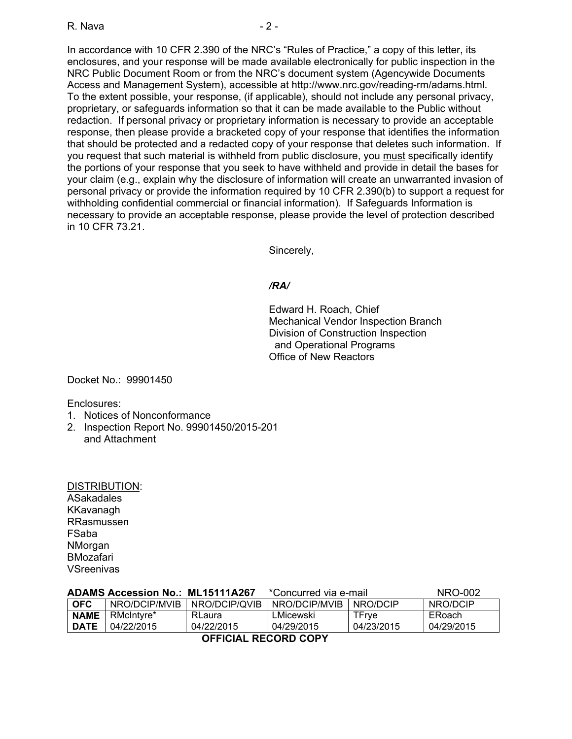In accordance with 10 CFR 2.390 of the NRC's "Rules of Practice," a copy of this letter, its enclosures, and your response will be made available electronically for public inspection in the NRC Public Document Room or from the NRC's document system (Agencywide Documents Access and Management System), accessible at http://www.nrc.gov/reading-rm/adams.html. To the extent possible, your response, (if applicable), should not include any personal privacy, proprietary, or safeguards information so that it can be made available to the Public without redaction. If personal privacy or proprietary information is necessary to provide an acceptable response, then please provide a bracketed copy of your response that identifies the information that should be protected and a redacted copy of your response that deletes such information. If you request that such material is withheld from public disclosure, you must specifically identify the portions of your response that you seek to have withheld and provide in detail the bases for your claim (e.g., explain why the disclosure of information will create an unwarranted invasion of personal privacy or provide the information required by 10 CFR 2.390(b) to support a request for withholding confidential commercial or financial information). If Safeguards Information is necessary to provide an acceptable response, please provide the level of protection described in 10 CFR 73.21.

Sincerely,

*/RA/*

Edward H. Roach, Chief
Mechanical Vendor Inspection Branch
Division of Construction Inspection
and Operational Programs
Office of New Reactors

Docket No.: 99901450

Enclosures:
1. Notices of Nonconformance
2. Inspection Report No. 99901450/2015-201
   and Attachment

DISTRIBUTION:
ASakadales
KKavanagh
RRasmussen
FSaba
NMorgan
BMozafari
VSreenivas

**ADAMS Accession No.: ML15111A267** *Concurred via e-mail NRO-002

| **OFC** | NRO/DCIP/MVIB | NRO/DCIP/QVIB | NRO/DCIP/MVIB | NRO/DCIP | NRO/DCIP |
|---|---|---|---|---|---|
| **NAME** | RMcIntyre* | RLaura | LMicewski | TFrye | ERoach |
| **DATE** | 04/22/2015 | 04/22/2015 | 04/29/2015 | 04/23/2015 | 04/29/2015 |

**OFFICIAL RECORD COPY**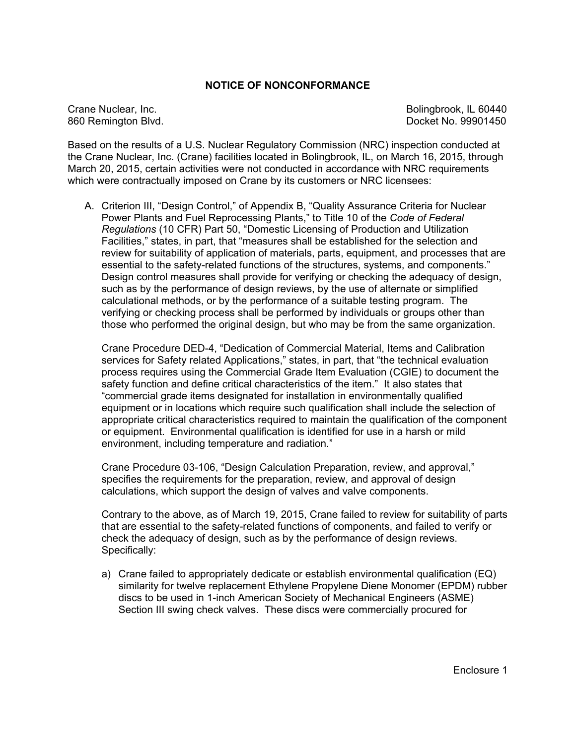## NOTICE OF NONCONFORMANCE

Crane Nuclear, Inc.
860 Remington Blvd.
Bolingbrook, IL 60440
Docket No. 99901450

Based on the results of a U.S. Nuclear Regulatory Commission (NRC) inspection conducted at the Crane Nuclear, Inc. (Crane) facilities located in Bolingbrook, IL, on March 16, 2015, through March 20, 2015, certain activities were not conducted in accordance with NRC requirements which were contractually imposed on Crane by its customers or NRC licensees:

A. Criterion III, "Design Control," of Appendix B, "Quality Assurance Criteria for Nuclear Power Plants and Fuel Reprocessing Plants," to Title 10 of the *Code of Federal Regulations* (10 CFR) Part 50, "Domestic Licensing of Production and Utilization Facilities," states, in part, that "measures shall be established for the selection and review for suitability of application of materials, parts, equipment, and processes that are essential to the safety-related functions of the structures, systems, and components." Design control measures shall provide for verifying or checking the adequacy of design, such as by the performance of design reviews, by the use of alternate or simplified calculational methods, or by the performance of a suitable testing program. The verifying or checking process shall be performed by individuals or groups other than those who performed the original design, but who may be from the same organization.

   Crane Procedure DED-4, "Dedication of Commercial Material, Items and Calibration services for Safety related Applications," states, in part, that "the technical evaluation process requires using the Commercial Grade Item Evaluation (CGIE) to document the safety function and define critical characteristics of the item." It also states that "commercial grade items designated for installation in environmentally qualified equipment or in locations which require such qualification shall include the selection of appropriate critical characteristics required to maintain the qualification of the component or equipment. Environmental qualification is identified for use in a harsh or mild environment, including temperature and radiation."

   Crane Procedure 03-106, "Design Calculation Preparation, review, and approval," specifies the requirements for the preparation, review, and approval of design calculations, which support the design of valves and valve components.

   Contrary to the above, as of March 19, 2015, Crane failed to review for suitability of parts that are essential to the safety-related functions of components, and failed to verify or check the adequacy of design, such as by the performance of design reviews. Specifically:

   a) Crane failed to appropriately dedicate or establish environmental qualification (EQ) similarity for twelve replacement Ethylene Propylene Diene Monomer (EPDM) rubber discs to be used in 1-inch American Society of Mechanical Engineers (ASME) Section III swing check valves. These discs were commercially procured for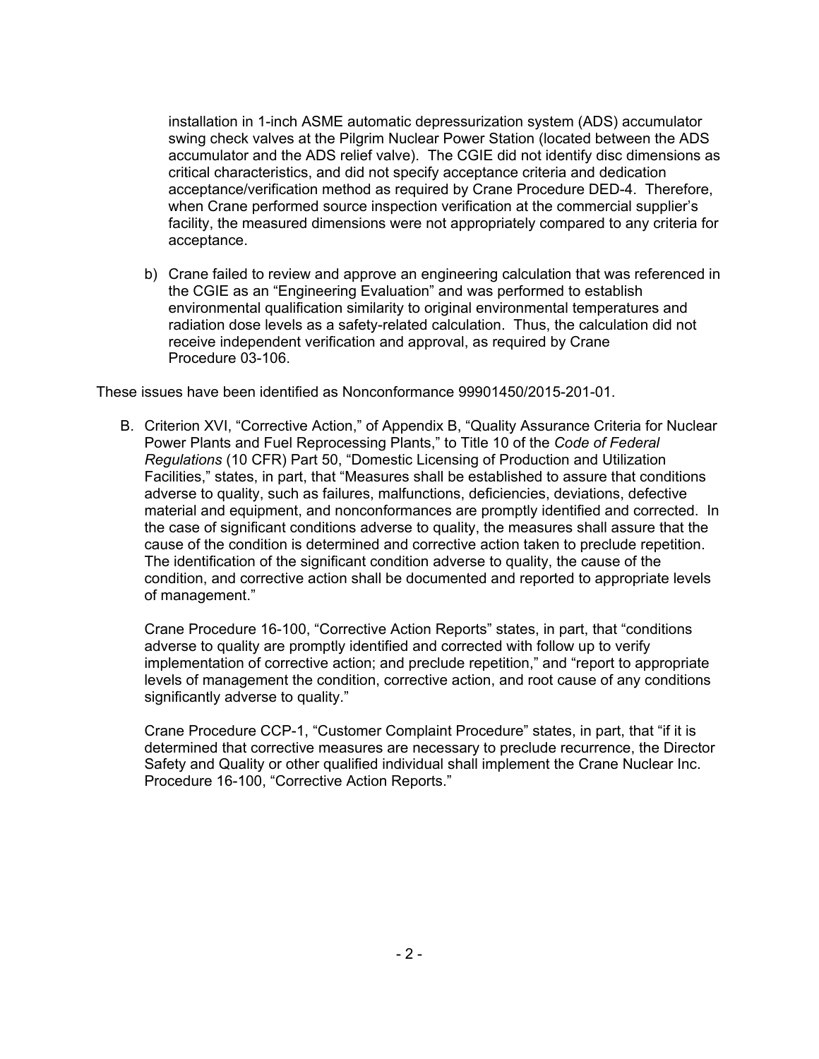installation in 1-inch ASME automatic depressurization system (ADS) accumulator swing check valves at the Pilgrim Nuclear Power Station (located between the ADS accumulator and the ADS relief valve). The CGIE did not identify disc dimensions as critical characteristics, and did not specify acceptance criteria and dedication acceptance/verification method as required by Crane Procedure DED-4. Therefore, when Crane performed source inspection verification at the commercial supplier's facility, the measured dimensions were not appropriately compared to any criteria for acceptance.

b) Crane failed to review and approve an engineering calculation that was referenced in the CGIE as an "Engineering Evaluation" and was performed to establish environmental qualification similarity to original environmental temperatures and radiation dose levels as a safety-related calculation. Thus, the calculation did not receive independent verification and approval, as required by Crane Procedure 03-106.

These issues have been identified as Nonconformance 99901450/2015-201-01.

B. Criterion XVI, "Corrective Action," of Appendix B, "Quality Assurance Criteria for Nuclear Power Plants and Fuel Reprocessing Plants," to Title 10 of the *Code of Federal Regulations* (10 CFR) Part 50, "Domestic Licensing of Production and Utilization Facilities," states, in part, that "Measures shall be established to assure that conditions adverse to quality, such as failures, malfunctions, deficiencies, deviations, defective material and equipment, and nonconformances are promptly identified and corrected. In the case of significant conditions adverse to quality, the measures shall assure that the cause of the condition is determined and corrective action taken to preclude repetition. The identification of the significant condition adverse to quality, the cause of the condition, and corrective action shall be documented and reported to appropriate levels of management."

   Crane Procedure 16-100, "Corrective Action Reports" states, in part, that "conditions adverse to quality are promptly identified and corrected with follow up to verify implementation of corrective action; and preclude repetition," and "report to appropriate levels of management the condition, corrective action, and root cause of any conditions significantly adverse to quality."

   Crane Procedure CCP-1, "Customer Complaint Procedure" states, in part, that "if it is determined that corrective measures are necessary to preclude recurrence, the Director Safety and Quality or other qualified individual shall implement the Crane Nuclear Inc. Procedure 16-100, "Corrective Action Reports."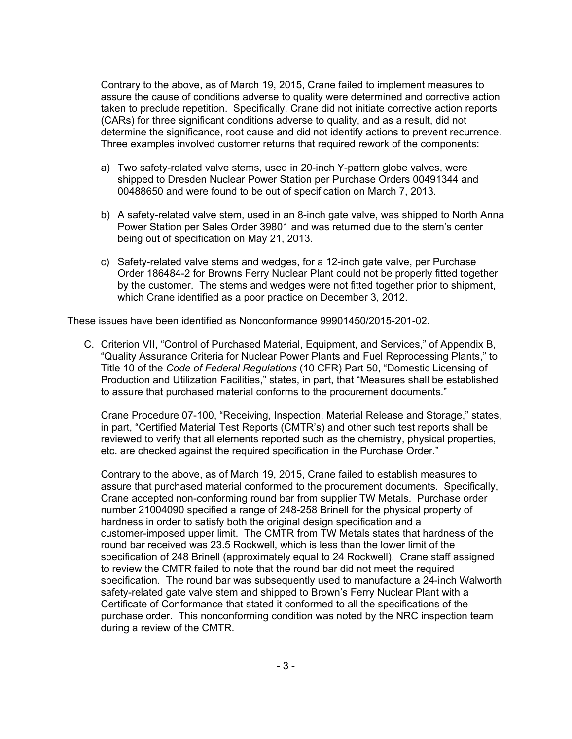Contrary to the above, as of March 19, 2015, Crane failed to implement measures to assure the cause of conditions adverse to quality were determined and corrective action taken to preclude repetition. Specifically, Crane did not initiate corrective action reports (CARs) for three significant conditions adverse to quality, and as a result, did not determine the significance, root cause and did not identify actions to prevent recurrence. Three examples involved customer returns that required rework of the components:

a) Two safety-related valve stems, used in 20-inch Y-pattern globe valves, were shipped to Dresden Nuclear Power Station per Purchase Orders 00491344 and 00488650 and were found to be out of specification on March 7, 2013.

b) A safety-related valve stem, used in an 8-inch gate valve, was shipped to North Anna Power Station per Sales Order 39801 and was returned due to the stem's center being out of specification on May 21, 2013.

c) Safety-related valve stems and wedges, for a 12-inch gate valve, per Purchase Order 186484-2 for Browns Ferry Nuclear Plant could not be properly fitted together by the customer. The stems and wedges were not fitted together prior to shipment, which Crane identified as a poor practice on December 3, 2012.

These issues have been identified as Nonconformance 99901450/2015-201-02.

C. Criterion VII, "Control of Purchased Material, Equipment, and Services," of Appendix B, "Quality Assurance Criteria for Nuclear Power Plants and Fuel Reprocessing Plants," to Title 10 of the *Code of Federal Regulations* (10 CFR) Part 50, "Domestic Licensing of Production and Utilization Facilities," states, in part, that "Measures shall be established to assure that purchased material conforms to the procurement documents."

Crane Procedure 07-100, "Receiving, Inspection, Material Release and Storage," states, in part, "Certified Material Test Reports (CMTR's) and other such test reports shall be reviewed to verify that all elements reported such as the chemistry, physical properties, etc. are checked against the required specification in the Purchase Order."

Contrary to the above, as of March 19, 2015, Crane failed to establish measures to assure that purchased material conformed to the procurement documents. Specifically, Crane accepted non-conforming round bar from supplier TW Metals. Purchase order number 21004090 specified a range of 248-258 Brinell for the physical property of hardness in order to satisfy both the original design specification and a customer-imposed upper limit. The CMTR from TW Metals states that hardness of the round bar received was 23.5 Rockwell, which is less than the lower limit of the specification of 248 Brinell (approximately equal to 24 Rockwell). Crane staff assigned to review the CMTR failed to note that the round bar did not meet the required specification. The round bar was subsequently used to manufacture a 24-inch Walworth safety-related gate valve stem and shipped to Brown's Ferry Nuclear Plant with a Certificate of Conformance that stated it conformed to all the specifications of the purchase order. This nonconforming condition was noted by the NRC inspection team during a review of the CMTR.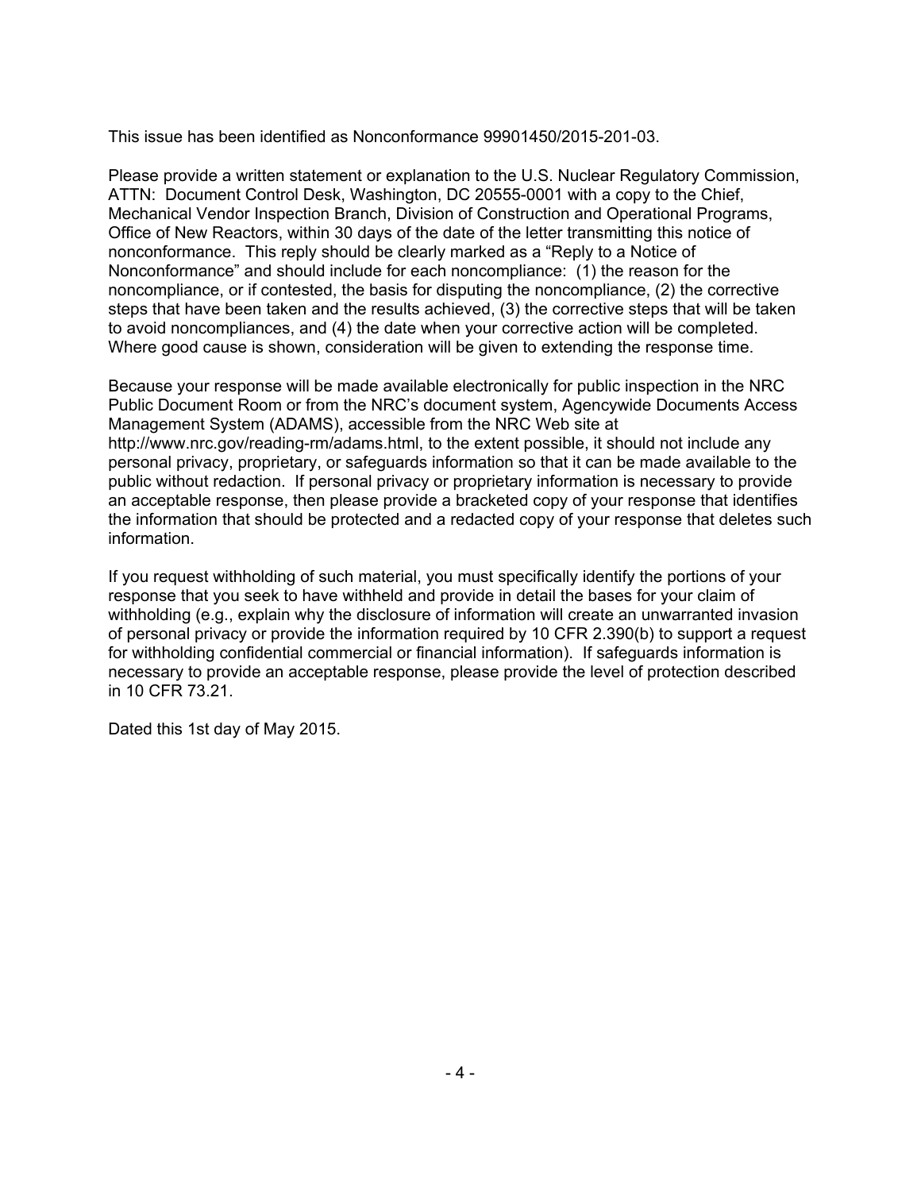This issue has been identified as Nonconformance 99901450/2015-201-03.

Please provide a written statement or explanation to the U.S. Nuclear Regulatory Commission, ATTN: Document Control Desk, Washington, DC 20555-0001 with a copy to the Chief, Mechanical Vendor Inspection Branch, Division of Construction and Operational Programs, Office of New Reactors, within 30 days of the date of the letter transmitting this notice of nonconformance. This reply should be clearly marked as a "Reply to a Notice of Nonconformance" and should include for each noncompliance: (1) the reason for the noncompliance, or if contested, the basis for disputing the noncompliance, (2) the corrective steps that have been taken and the results achieved, (3) the corrective steps that will be taken to avoid noncompliances, and (4) the date when your corrective action will be completed. Where good cause is shown, consideration will be given to extending the response time.

Because your response will be made available electronically for public inspection in the NRC Public Document Room or from the NRC's document system, Agencywide Documents Access Management System (ADAMS), accessible from the NRC Web site at http://www.nrc.gov/reading-rm/adams.html, to the extent possible, it should not include any personal privacy, proprietary, or safeguards information so that it can be made available to the public without redaction. If personal privacy or proprietary information is necessary to provide an acceptable response, then please provide a bracketed copy of your response that identifies the information that should be protected and a redacted copy of your response that deletes such information.

If you request withholding of such material, you must specifically identify the portions of your response that you seek to have withheld and provide in detail the bases for your claim of withholding (e.g., explain why the disclosure of information will create an unwarranted invasion of personal privacy or provide the information required by 10 CFR 2.390(b) to support a request for withholding confidential commercial or financial information). If safeguards information is necessary to provide an acceptable response, please provide the level of protection described in 10 CFR 73.21.

Dated this 1st day of May 2015.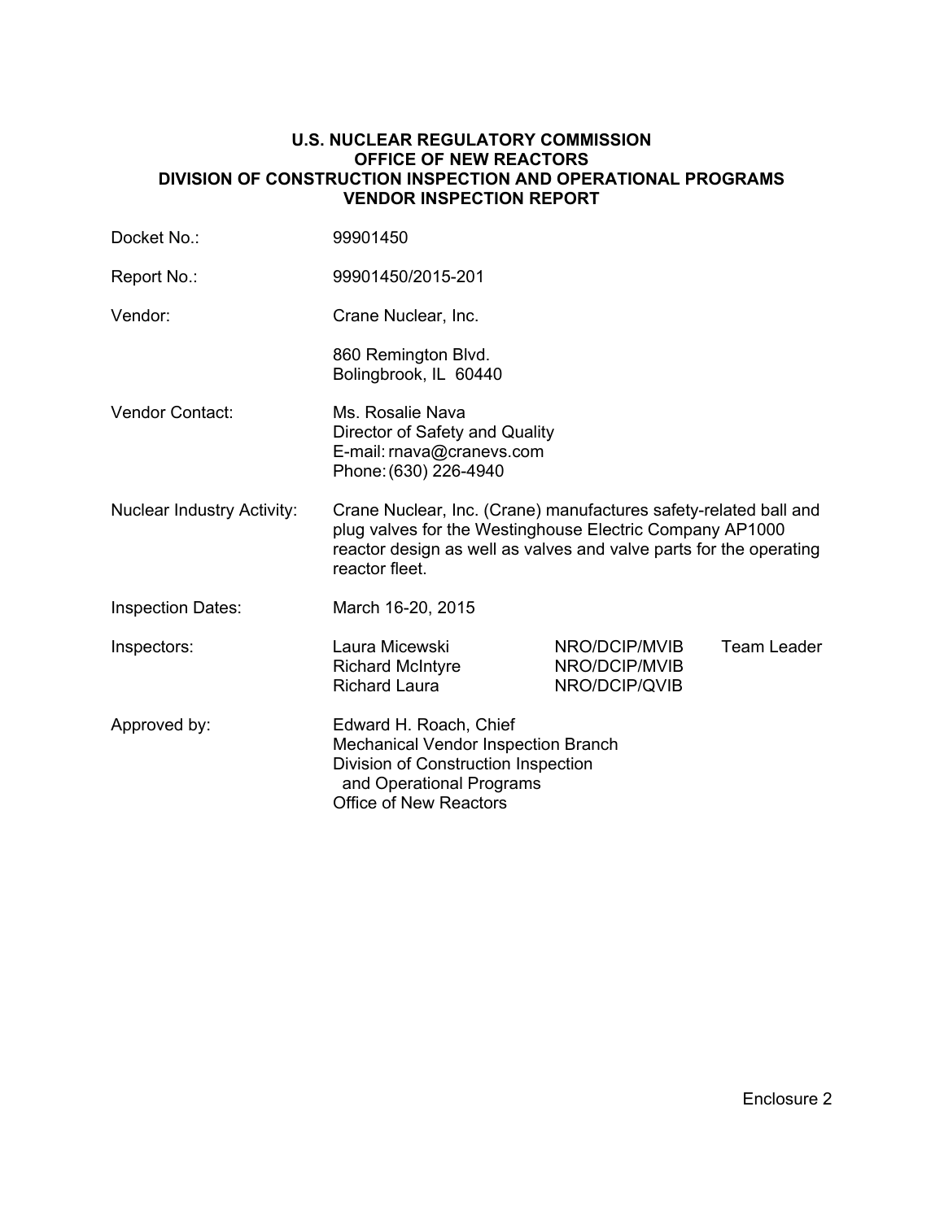**U.S. NUCLEAR REGULATORY COMMISSION**
**OFFICE OF NEW REACTORS**
**DIVISION OF CONSTRUCTION INSPECTION AND OPERATIONAL PROGRAMS**
**VENDOR INSPECTION REPORT**

| | |
|---|---|
| Docket No.: | 99901450 |
| Report No.: | 99901450/2015-201 |
| Vendor: | Crane Nuclear, Inc.<br><br>860 Remington Blvd.<br>Bolingbrook, IL 60440 |
| Vendor Contact: | Ms. Rosalie Nava<br>Director of Safety and Quality<br>E-mail: rnava@cranevs.com<br>Phone: (630) 226-4940 |
| Nuclear Industry Activity: | Crane Nuclear, Inc. (Crane) manufactures safety-related ball and plug valves for the Westinghouse Electric Company AP1000 reactor design as well as valves and valve parts for the operating reactor fleet. |
| Inspection Dates: | March 16-20, 2015 |

| | | | |
|---|---|---|---|
| Inspectors: | Laura Micewski | NRO/DCIP/MVIB | Team Leader |
| | Richard McIntyre | NRO/DCIP/MVIB | |
| | Richard Laura | NRO/DCIP/QVIB | |

Approved by: Edward H. Roach, Chief
Mechanical Vendor Inspection Branch
Division of Construction Inspection
and Operational Programs
Office of New Reactors

Enclosure 2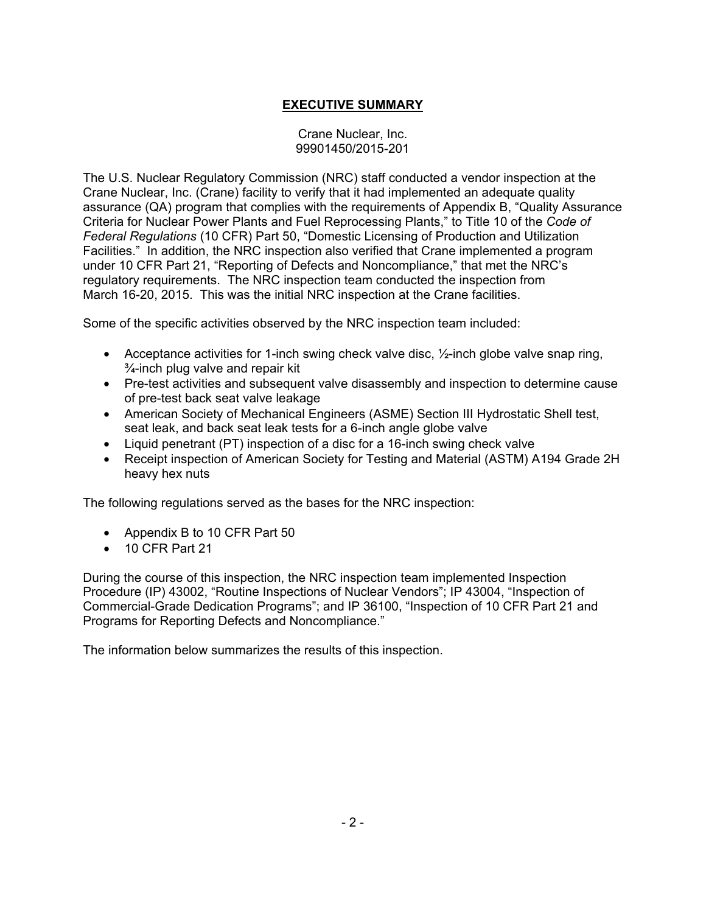# EXECUTIVE SUMMARY

Crane Nuclear, Inc.
99901450/2015-201

The U.S. Nuclear Regulatory Commission (NRC) staff conducted a vendor inspection at the Crane Nuclear, Inc. (Crane) facility to verify that it had implemented an adequate quality assurance (QA) program that complies with the requirements of Appendix B, "Quality Assurance Criteria for Nuclear Power Plants and Fuel Reprocessing Plants," to Title 10 of the *Code of Federal Regulations* (10 CFR) Part 50, "Domestic Licensing of Production and Utilization Facilities." In addition, the NRC inspection also verified that Crane implemented a program under 10 CFR Part 21, "Reporting of Defects and Noncompliance," that met the NRC's regulatory requirements. The NRC inspection team conducted the inspection from March 16-20, 2015. This was the initial NRC inspection at the Crane facilities.

Some of the specific activities observed by the NRC inspection team included:

- Acceptance activities for 1-inch swing check valve disc, ½-inch globe valve snap ring, ¾-inch plug valve and repair kit
- Pre-test activities and subsequent valve disassembly and inspection to determine cause of pre-test back seat valve leakage
- American Society of Mechanical Engineers (ASME) Section III Hydrostatic Shell test, seat leak, and back seat leak tests for a 6-inch angle globe valve
- Liquid penetrant (PT) inspection of a disc for a 16-inch swing check valve
- Receipt inspection of American Society for Testing and Material (ASTM) A194 Grade 2H heavy hex nuts

The following regulations served as the bases for the NRC inspection:

- Appendix B to 10 CFR Part 50
- 10 CFR Part 21

During the course of this inspection, the NRC inspection team implemented Inspection Procedure (IP) 43002, "Routine Inspections of Nuclear Vendors"; IP 43004, "Inspection of Commercial-Grade Dedication Programs"; and IP 36100, "Inspection of 10 CFR Part 21 and Programs for Reporting Defects and Noncompliance."

The information below summarizes the results of this inspection.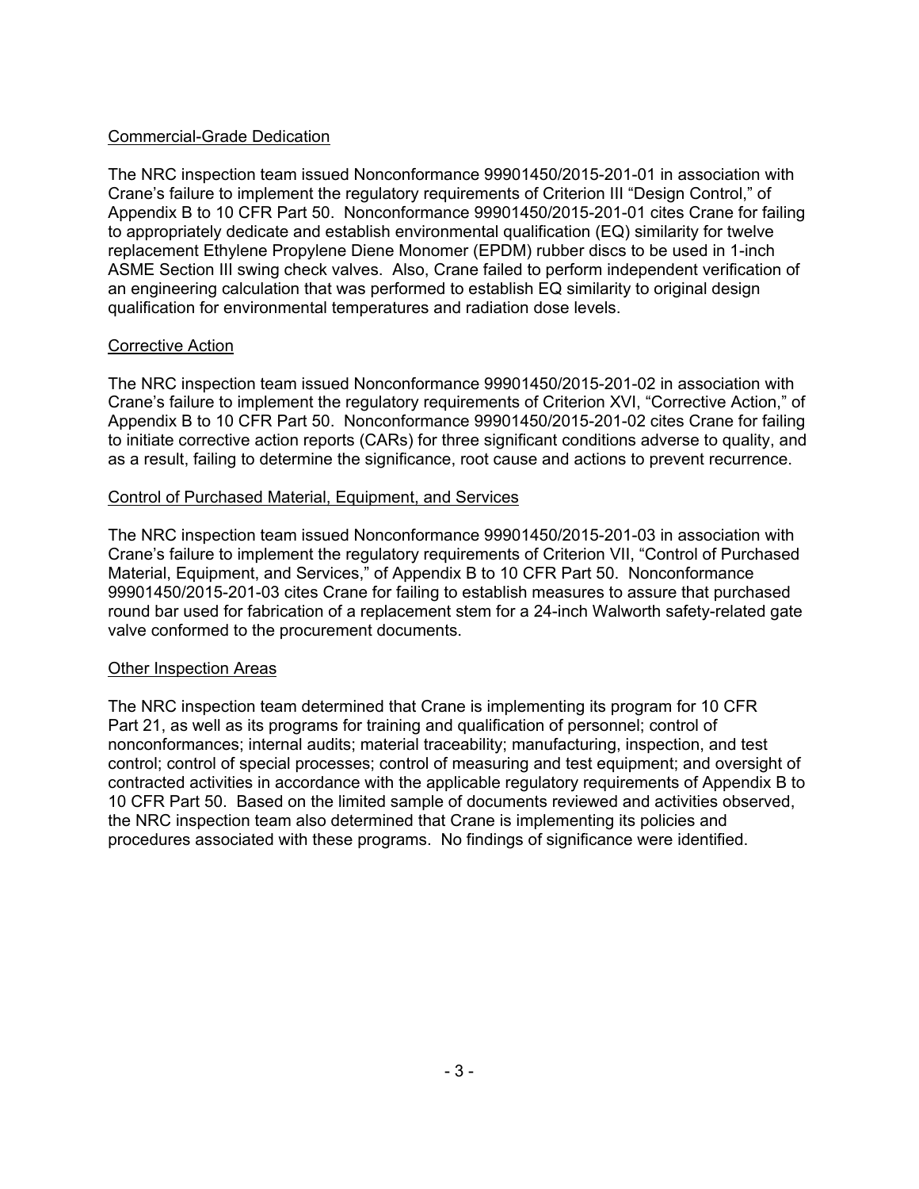Commercial-Grade Dedication

The NRC inspection team issued Nonconformance 99901450/2015-201-01 in association with Crane's failure to implement the regulatory requirements of Criterion III "Design Control," of Appendix B to 10 CFR Part 50. Nonconformance 99901450/2015-201-01 cites Crane for failing to appropriately dedicate and establish environmental qualification (EQ) similarity for twelve replacement Ethylene Propylene Diene Monomer (EPDM) rubber discs to be used in 1-inch ASME Section III swing check valves. Also, Crane failed to perform independent verification of an engineering calculation that was performed to establish EQ similarity to original design qualification for environmental temperatures and radiation dose levels.

Corrective Action

The NRC inspection team issued Nonconformance 99901450/2015-201-02 in association with Crane's failure to implement the regulatory requirements of Criterion XVI, "Corrective Action," of Appendix B to 10 CFR Part 50. Nonconformance 99901450/2015-201-02 cites Crane for failing to initiate corrective action reports (CARs) for three significant conditions adverse to quality, and as a result, failing to determine the significance, root cause and actions to prevent recurrence.

Control of Purchased Material, Equipment, and Services

The NRC inspection team issued Nonconformance 99901450/2015-201-03 in association with Crane's failure to implement the regulatory requirements of Criterion VII, "Control of Purchased Material, Equipment, and Services," of Appendix B to 10 CFR Part 50. Nonconformance 99901450/2015-201-03 cites Crane for failing to establish measures to assure that purchased round bar used for fabrication of a replacement stem for a 24-inch Walworth safety-related gate valve conformed to the procurement documents.

Other Inspection Areas

The NRC inspection team determined that Crane is implementing its program for 10 CFR Part 21, as well as its programs for training and qualification of personnel; control of nonconformances; internal audits; material traceability; manufacturing, inspection, and test control; control of special processes; control of measuring and test equipment; and oversight of contracted activities in accordance with the applicable regulatory requirements of Appendix B to 10 CFR Part 50. Based on the limited sample of documents reviewed and activities observed, the NRC inspection team also determined that Crane is implementing its policies and procedures associated with these programs. No findings of significance were identified.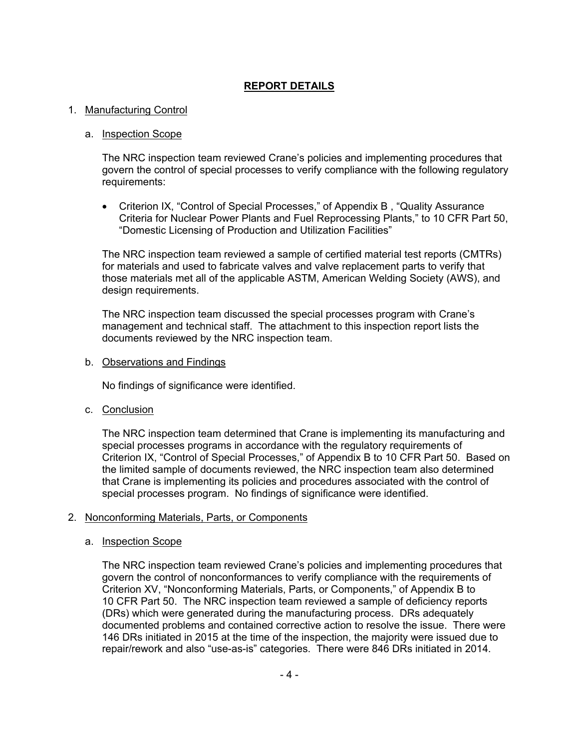# REPORT DETAILS

1. Manufacturing Control

   a. Inspection Scope

   The NRC inspection team reviewed Crane's policies and implementing procedures that govern the control of special processes to verify compliance with the following regulatory requirements:

   - Criterion IX, "Control of Special Processes," of Appendix B , "Quality Assurance Criteria for Nuclear Power Plants and Fuel Reprocessing Plants," to 10 CFR Part 50, "Domestic Licensing of Production and Utilization Facilities"

   The NRC inspection team reviewed a sample of certified material test reports (CMTRs) for materials and used to fabricate valves and valve replacement parts to verify that those materials met all of the applicable ASTM, American Welding Society (AWS), and design requirements.

   The NRC inspection team discussed the special processes program with Crane's management and technical staff. The attachment to this inspection report lists the documents reviewed by the NRC inspection team.

   b. Observations and Findings

   No findings of significance were identified.

   c. Conclusion

   The NRC inspection team determined that Crane is implementing its manufacturing and special processes programs in accordance with the regulatory requirements of Criterion IX, "Control of Special Processes," of Appendix B to 10 CFR Part 50. Based on the limited sample of documents reviewed, the NRC inspection team also determined that Crane is implementing its policies and procedures associated with the control of special processes program. No findings of significance were identified.

2. Nonconforming Materials, Parts, or Components

   a. Inspection Scope

   The NRC inspection team reviewed Crane's policies and implementing procedures that govern the control of nonconformances to verify compliance with the requirements of Criterion XV, "Nonconforming Materials, Parts, or Components," of Appendix B to 10 CFR Part 50. The NRC inspection team reviewed a sample of deficiency reports (DRs) which were generated during the manufacturing process. DRs adequately documented problems and contained corrective action to resolve the issue. There were 146 DRs initiated in 2015 at the time of the inspection, the majority were issued due to repair/rework and also "use-as-is" categories. There were 846 DRs initiated in 2014.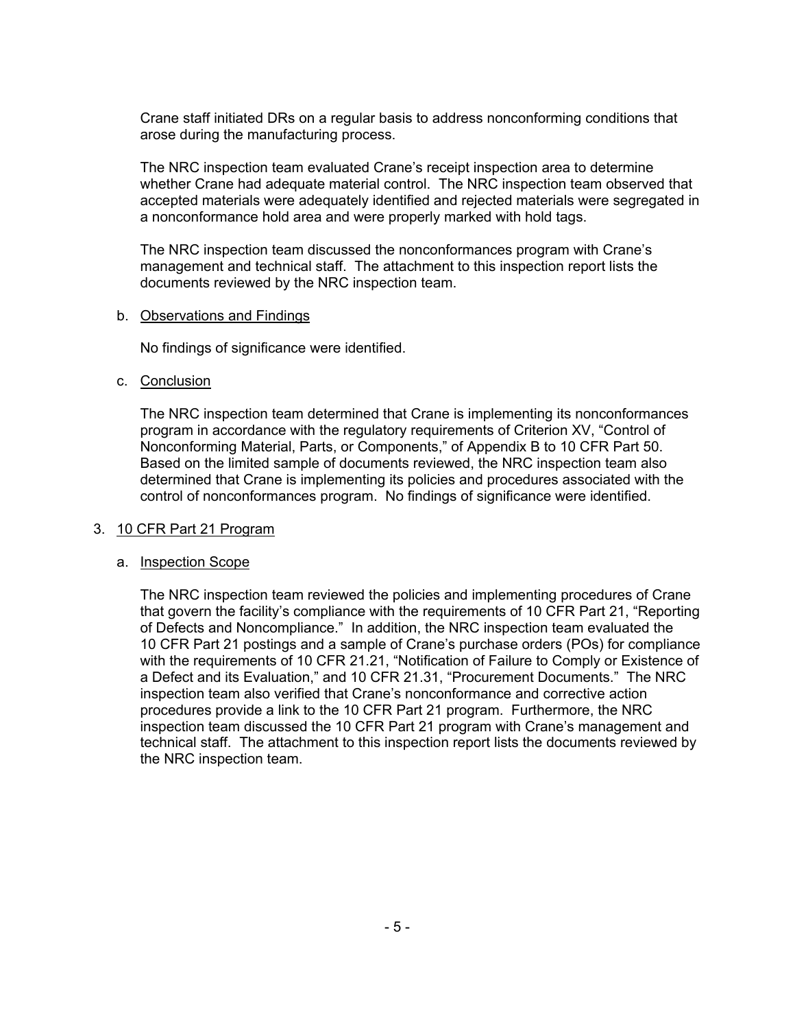Crane staff initiated DRs on a regular basis to address nonconforming conditions that arose during the manufacturing process.

The NRC inspection team evaluated Crane's receipt inspection area to determine whether Crane had adequate material control. The NRC inspection team observed that accepted materials were adequately identified and rejected materials were segregated in a nonconformance hold area and were properly marked with hold tags.

The NRC inspection team discussed the nonconformances program with Crane's management and technical staff. The attachment to this inspection report lists the documents reviewed by the NRC inspection team.

b. Observations and Findings

No findings of significance were identified.

c. Conclusion

The NRC inspection team determined that Crane is implementing its nonconformances program in accordance with the regulatory requirements of Criterion XV, "Control of Nonconforming Material, Parts, or Components," of Appendix B to 10 CFR Part 50. Based on the limited sample of documents reviewed, the NRC inspection team also determined that Crane is implementing its policies and procedures associated with the control of nonconformances program. No findings of significance were identified.

## 3. 10 CFR Part 21 Program

a. Inspection Scope

The NRC inspection team reviewed the policies and implementing procedures of Crane that govern the facility's compliance with the requirements of 10 CFR Part 21, "Reporting of Defects and Noncompliance." In addition, the NRC inspection team evaluated the 10 CFR Part 21 postings and a sample of Crane's purchase orders (POs) for compliance with the requirements of 10 CFR 21.21, "Notification of Failure to Comply or Existence of a Defect and its Evaluation," and 10 CFR 21.31, "Procurement Documents." The NRC inspection team also verified that Crane's nonconformance and corrective action procedures provide a link to the 10 CFR Part 21 program. Furthermore, the NRC inspection team discussed the 10 CFR Part 21 program with Crane's management and technical staff. The attachment to this inspection report lists the documents reviewed by the NRC inspection team.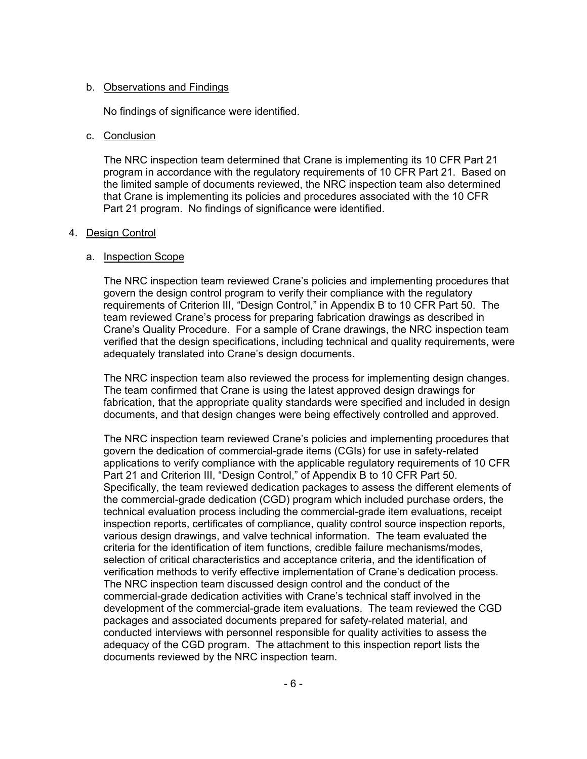b. Observations and Findings

No findings of significance were identified.

c. Conclusion

The NRC inspection team determined that Crane is implementing its 10 CFR Part 21 program in accordance with the regulatory requirements of 10 CFR Part 21. Based on the limited sample of documents reviewed, the NRC inspection team also determined that Crane is implementing its policies and procedures associated with the 10 CFR Part 21 program. No findings of significance were identified.

4. Design Control

a. Inspection Scope

The NRC inspection team reviewed Crane's policies and implementing procedures that govern the design control program to verify their compliance with the regulatory requirements of Criterion III, "Design Control," in Appendix B to 10 CFR Part 50. The team reviewed Crane's process for preparing fabrication drawings as described in Crane's Quality Procedure. For a sample of Crane drawings, the NRC inspection team verified that the design specifications, including technical and quality requirements, were adequately translated into Crane's design documents.

The NRC inspection team also reviewed the process for implementing design changes. The team confirmed that Crane is using the latest approved design drawings for fabrication, that the appropriate quality standards were specified and included in design documents, and that design changes were being effectively controlled and approved.

The NRC inspection team reviewed Crane's policies and implementing procedures that govern the dedication of commercial-grade items (CGIs) for use in safety-related applications to verify compliance with the applicable regulatory requirements of 10 CFR Part 21 and Criterion III, "Design Control," of Appendix B to 10 CFR Part 50. Specifically, the team reviewed dedication packages to assess the different elements of the commercial-grade dedication (CGD) program which included purchase orders, the technical evaluation process including the commercial-grade item evaluations, receipt inspection reports, certificates of compliance, quality control source inspection reports, various design drawings, and valve technical information. The team evaluated the criteria for the identification of item functions, credible failure mechanisms/modes, selection of critical characteristics and acceptance criteria, and the identification of verification methods to verify effective implementation of Crane's dedication process. The NRC inspection team discussed design control and the conduct of the commercial-grade dedication activities with Crane's technical staff involved in the development of the commercial-grade item evaluations. The team reviewed the CGD packages and associated documents prepared for safety-related material, and conducted interviews with personnel responsible for quality activities to assess the adequacy of the CGD program. The attachment to this inspection report lists the documents reviewed by the NRC inspection team.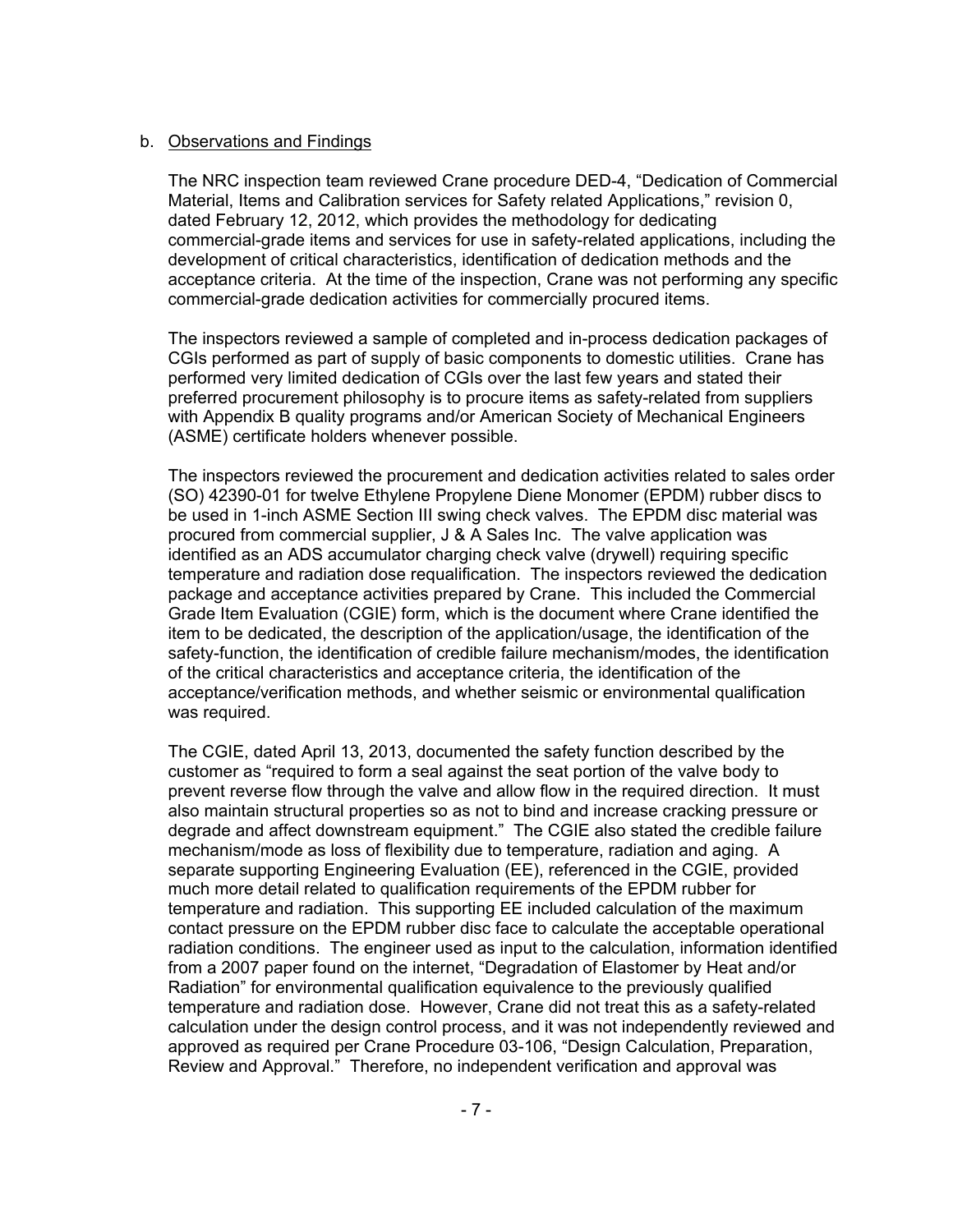b. Observations and Findings

The NRC inspection team reviewed Crane procedure DED-4, "Dedication of Commercial Material, Items and Calibration services for Safety related Applications," revision 0, dated February 12, 2012, which provides the methodology for dedicating commercial-grade items and services for use in safety-related applications, including the development of critical characteristics, identification of dedication methods and the acceptance criteria. At the time of the inspection, Crane was not performing any specific commercial-grade dedication activities for commercially procured items.

The inspectors reviewed a sample of completed and in-process dedication packages of CGIs performed as part of supply of basic components to domestic utilities. Crane has performed very limited dedication of CGIs over the last few years and stated their preferred procurement philosophy is to procure items as safety-related from suppliers with Appendix B quality programs and/or American Society of Mechanical Engineers (ASME) certificate holders whenever possible.

The inspectors reviewed the procurement and dedication activities related to sales order (SO) 42390-01 for twelve Ethylene Propylene Diene Monomer (EPDM) rubber discs to be used in 1-inch ASME Section III swing check valves. The EPDM disc material was procured from commercial supplier, J & A Sales Inc. The valve application was identified as an ADS accumulator charging check valve (drywell) requiring specific temperature and radiation dose requalification. The inspectors reviewed the dedication package and acceptance activities prepared by Crane. This included the Commercial Grade Item Evaluation (CGIE) form, which is the document where Crane identified the item to be dedicated, the description of the application/usage, the identification of the safety-function, the identification of credible failure mechanism/modes, the identification of the critical characteristics and acceptance criteria, the identification of the acceptance/verification methods, and whether seismic or environmental qualification was required.

The CGIE, dated April 13, 2013, documented the safety function described by the customer as "required to form a seal against the seat portion of the valve body to prevent reverse flow through the valve and allow flow in the required direction. It must also maintain structural properties so as not to bind and increase cracking pressure or degrade and affect downstream equipment." The CGIE also stated the credible failure mechanism/mode as loss of flexibility due to temperature, radiation and aging. A separate supporting Engineering Evaluation (EE), referenced in the CGIE, provided much more detail related to qualification requirements of the EPDM rubber for temperature and radiation. This supporting EE included calculation of the maximum contact pressure on the EPDM rubber disc face to calculate the acceptable operational radiation conditions. The engineer used as input to the calculation, information identified from a 2007 paper found on the internet, "Degradation of Elastomer by Heat and/or Radiation" for environmental qualification equivalence to the previously qualified temperature and radiation dose. However, Crane did not treat this as a safety-related calculation under the design control process, and it was not independently reviewed and approved as required per Crane Procedure 03-106, "Design Calculation, Preparation, Review and Approval." Therefore, no independent verification and approval was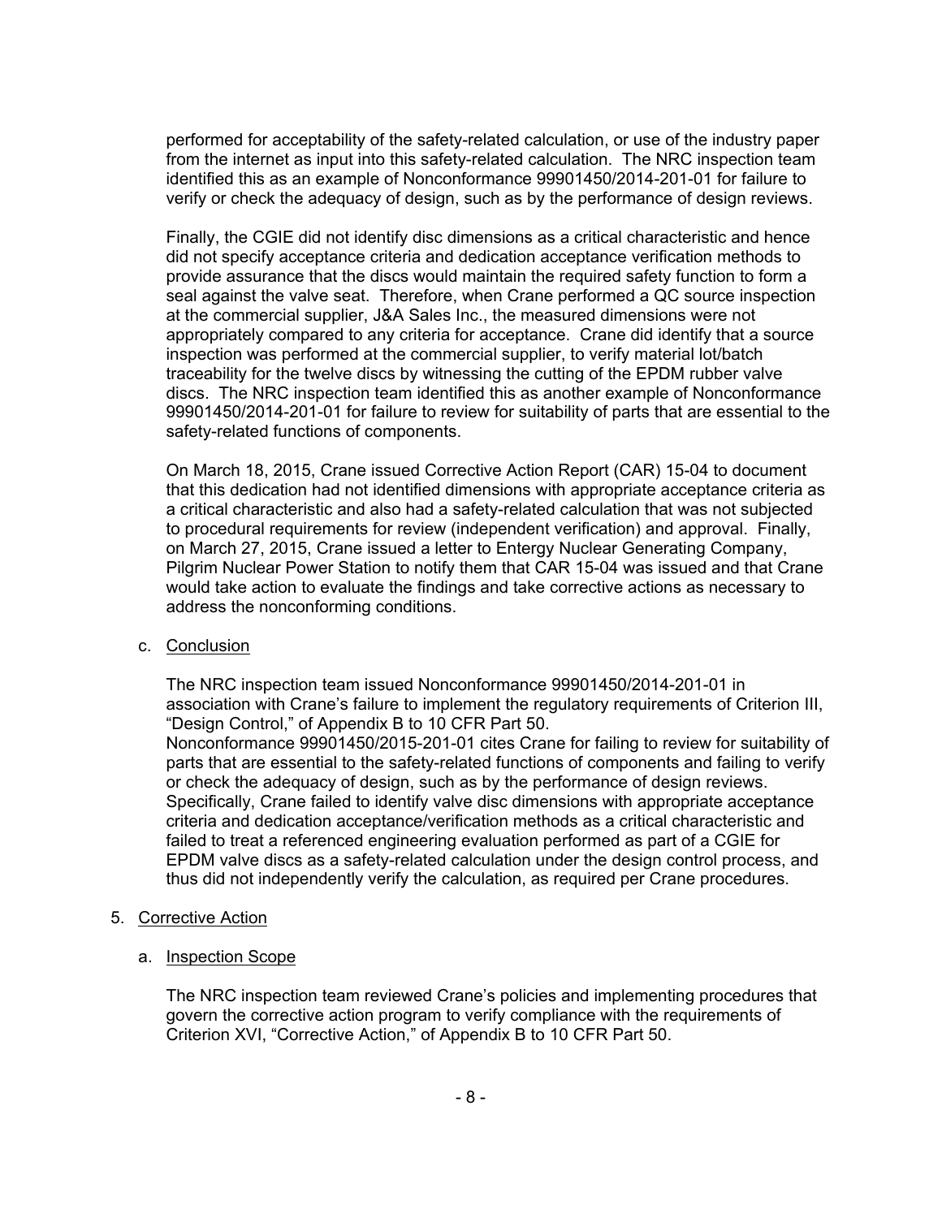performed for acceptability of the safety-related calculation, or use of the industry paper from the internet as input into this safety-related calculation. The NRC inspection team identified this as an example of Nonconformance 99901450/2014-201-01 for failure to verify or check the adequacy of design, such as by the performance of design reviews.

Finally, the CGIE did not identify disc dimensions as a critical characteristic and hence did not specify acceptance criteria and dedication acceptance verification methods to provide assurance that the discs would maintain the required safety function to form a seal against the valve seat. Therefore, when Crane performed a QC source inspection at the commercial supplier, J&A Sales Inc., the measured dimensions were not appropriately compared to any criteria for acceptance. Crane did identify that a source inspection was performed at the commercial supplier, to verify material lot/batch traceability for the twelve discs by witnessing the cutting of the EPDM rubber valve discs. The NRC inspection team identified this as another example of Nonconformance 99901450/2014-201-01 for failure to review for suitability of parts that are essential to the safety-related functions of components.

On March 18, 2015, Crane issued Corrective Action Report (CAR) 15-04 to document that this dedication had not identified dimensions with appropriate acceptance criteria as a critical characteristic and also had a safety-related calculation that was not subjected to procedural requirements for review (independent verification) and approval. Finally, on March 27, 2015, Crane issued a letter to Entergy Nuclear Generating Company, Pilgrim Nuclear Power Station to notify them that CAR 15-04 was issued and that Crane would take action to evaluate the findings and take corrective actions as necessary to address the nonconforming conditions.

c. Conclusion

The NRC inspection team issued Nonconformance 99901450/2014-201-01 in association with Crane's failure to implement the regulatory requirements of Criterion III, "Design Control," of Appendix B to 10 CFR Part 50.
Nonconformance 99901450/2015-201-01 cites Crane for failing to review for suitability of parts that are essential to the safety-related functions of components and failing to verify or check the adequacy of design, such as by the performance of design reviews. Specifically, Crane failed to identify valve disc dimensions with appropriate acceptance criteria and dedication acceptance/verification methods as a critical characteristic and failed to treat a referenced engineering evaluation performed as part of a CGIE for EPDM valve discs as a safety-related calculation under the design control process, and thus did not independently verify the calculation, as required per Crane procedures.

5. Corrective Action

a. Inspection Scope

The NRC inspection team reviewed Crane's policies and implementing procedures that govern the corrective action program to verify compliance with the requirements of Criterion XVI, "Corrective Action," of Appendix B to 10 CFR Part 50.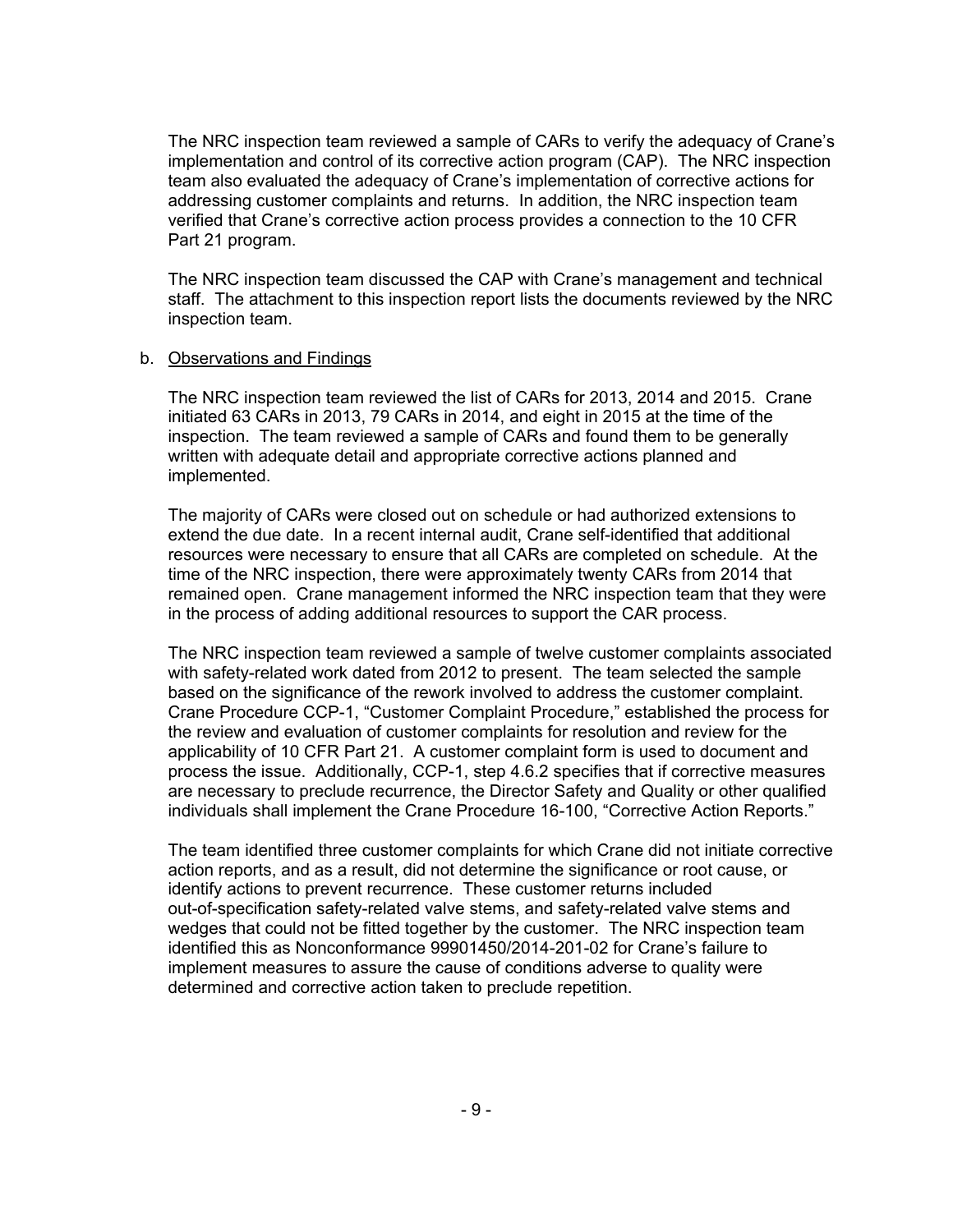The NRC inspection team reviewed a sample of CARs to verify the adequacy of Crane's implementation and control of its corrective action program (CAP). The NRC inspection team also evaluated the adequacy of Crane's implementation of corrective actions for addressing customer complaints and returns. In addition, the NRC inspection team verified that Crane's corrective action process provides a connection to the 10 CFR Part 21 program.

The NRC inspection team discussed the CAP with Crane's management and technical staff. The attachment to this inspection report lists the documents reviewed by the NRC inspection team.

b. Observations and Findings

The NRC inspection team reviewed the list of CARs for 2013, 2014 and 2015. Crane initiated 63 CARs in 2013, 79 CARs in 2014, and eight in 2015 at the time of the inspection. The team reviewed a sample of CARs and found them to be generally written with adequate detail and appropriate corrective actions planned and implemented.

The majority of CARs were closed out on schedule or had authorized extensions to extend the due date. In a recent internal audit, Crane self-identified that additional resources were necessary to ensure that all CARs are completed on schedule. At the time of the NRC inspection, there were approximately twenty CARs from 2014 that remained open. Crane management informed the NRC inspection team that they were in the process of adding additional resources to support the CAR process.

The NRC inspection team reviewed a sample of twelve customer complaints associated with safety-related work dated from 2012 to present. The team selected the sample based on the significance of the rework involved to address the customer complaint. Crane Procedure CCP-1, "Customer Complaint Procedure," established the process for the review and evaluation of customer complaints for resolution and review for the applicability of 10 CFR Part 21. A customer complaint form is used to document and process the issue. Additionally, CCP-1, step 4.6.2 specifies that if corrective measures are necessary to preclude recurrence, the Director Safety and Quality or other qualified individuals shall implement the Crane Procedure 16-100, "Corrective Action Reports."

The team identified three customer complaints for which Crane did not initiate corrective action reports, and as a result, did not determine the significance or root cause, or identify actions to prevent recurrence. These customer returns included out-of-specification safety-related valve stems, and safety-related valve stems and wedges that could not be fitted together by the customer. The NRC inspection team identified this as Nonconformance 99901450/2014-201-02 for Crane's failure to implement measures to assure the cause of conditions adverse to quality were determined and corrective action taken to preclude repetition.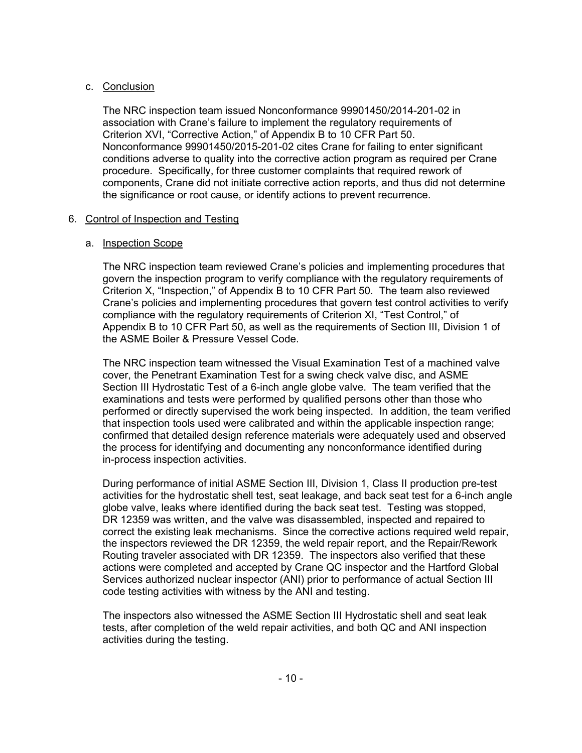c. Conclusion

The NRC inspection team issued Nonconformance 99901450/2014-201-02 in association with Crane's failure to implement the regulatory requirements of Criterion XVI, "Corrective Action," of Appendix B to 10 CFR Part 50. Nonconformance 99901450/2015-201-02 cites Crane for failing to enter significant conditions adverse to quality into the corrective action program as required per Crane procedure. Specifically, for three customer complaints that required rework of components, Crane did not initiate corrective action reports, and thus did not determine the significance or root cause, or identify actions to prevent recurrence.

6. Control of Inspection and Testing

a. Inspection Scope

The NRC inspection team reviewed Crane's policies and implementing procedures that govern the inspection program to verify compliance with the regulatory requirements of Criterion X, "Inspection," of Appendix B to 10 CFR Part 50. The team also reviewed Crane's policies and implementing procedures that govern test control activities to verify compliance with the regulatory requirements of Criterion XI, "Test Control," of Appendix B to 10 CFR Part 50, as well as the requirements of Section III, Division 1 of the ASME Boiler & Pressure Vessel Code.

The NRC inspection team witnessed the Visual Examination Test of a machined valve cover, the Penetrant Examination Test for a swing check valve disc, and ASME Section III Hydrostatic Test of a 6-inch angle globe valve. The team verified that the examinations and tests were performed by qualified persons other than those who performed or directly supervised the work being inspected. In addition, the team verified that inspection tools used were calibrated and within the applicable inspection range; confirmed that detailed design reference materials were adequately used and observed the process for identifying and documenting any nonconformance identified during in-process inspection activities.

During performance of initial ASME Section III, Division 1, Class II production pre-test activities for the hydrostatic shell test, seat leakage, and back seat test for a 6-inch angle globe valve, leaks where identified during the back seat test. Testing was stopped, DR 12359 was written, and the valve was disassembled, inspected and repaired to correct the existing leak mechanisms. Since the corrective actions required weld repair, the inspectors reviewed the DR 12359, the weld repair report, and the Repair/Rework Routing traveler associated with DR 12359. The inspectors also verified that these actions were completed and accepted by Crane QC inspector and the Hartford Global Services authorized nuclear inspector (ANI) prior to performance of actual Section III code testing activities with witness by the ANI and testing.

The inspectors also witnessed the ASME Section III Hydrostatic shell and seat leak tests, after completion of the weld repair activities, and both QC and ANI inspection activities during the testing.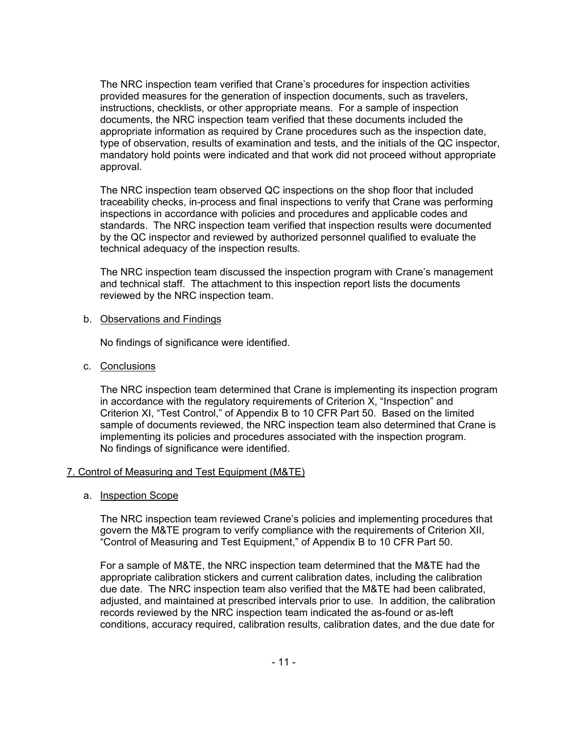The NRC inspection team verified that Crane's procedures for inspection activities provided measures for the generation of inspection documents, such as travelers, instructions, checklists, or other appropriate means. For a sample of inspection documents, the NRC inspection team verified that these documents included the appropriate information as required by Crane procedures such as the inspection date, type of observation, results of examination and tests, and the initials of the QC inspector, mandatory hold points were indicated and that work did not proceed without appropriate approval.

The NRC inspection team observed QC inspections on the shop floor that included traceability checks, in-process and final inspections to verify that Crane was performing inspections in accordance with policies and procedures and applicable codes and standards. The NRC inspection team verified that inspection results were documented by the QC inspector and reviewed by authorized personnel qualified to evaluate the technical adequacy of the inspection results.

The NRC inspection team discussed the inspection program with Crane's management and technical staff. The attachment to this inspection report lists the documents reviewed by the NRC inspection team.

b. Observations and Findings

No findings of significance were identified.

c. Conclusions

The NRC inspection team determined that Crane is implementing its inspection program in accordance with the regulatory requirements of Criterion X, "Inspection" and Criterion XI, "Test Control," of Appendix B to 10 CFR Part 50. Based on the limited sample of documents reviewed, the NRC inspection team also determined that Crane is implementing its policies and procedures associated with the inspection program. No findings of significance were identified.

## 7. Control of Measuring and Test Equipment (M&TE)

a. Inspection Scope

The NRC inspection team reviewed Crane's policies and implementing procedures that govern the M&TE program to verify compliance with the requirements of Criterion XII, "Control of Measuring and Test Equipment," of Appendix B to 10 CFR Part 50.

For a sample of M&TE, the NRC inspection team determined that the M&TE had the appropriate calibration stickers and current calibration dates, including the calibration due date. The NRC inspection team also verified that the M&TE had been calibrated, adjusted, and maintained at prescribed intervals prior to use. In addition, the calibration records reviewed by the NRC inspection team indicated the as-found or as-left conditions, accuracy required, calibration results, calibration dates, and the due date for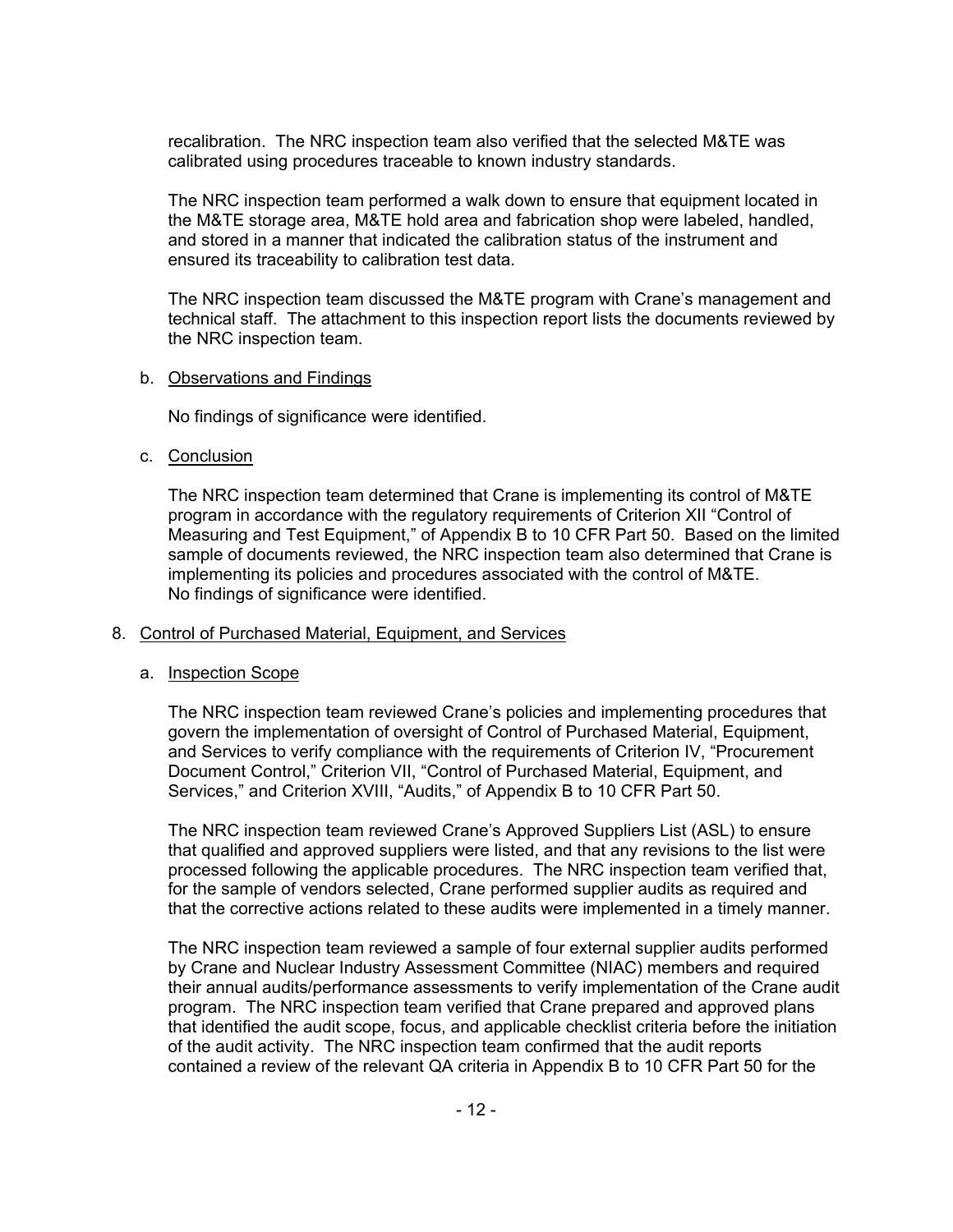recalibration. The NRC inspection team also verified that the selected M&TE was calibrated using procedures traceable to known industry standards.

The NRC inspection team performed a walk down to ensure that equipment located in the M&TE storage area, M&TE hold area and fabrication shop were labeled, handled, and stored in a manner that indicated the calibration status of the instrument and ensured its traceability to calibration test data.

The NRC inspection team discussed the M&TE program with Crane's management and technical staff. The attachment to this inspection report lists the documents reviewed by the NRC inspection team.

b. Observations and Findings

No findings of significance were identified.

c. Conclusion

The NRC inspection team determined that Crane is implementing its control of M&TE program in accordance with the regulatory requirements of Criterion XII "Control of Measuring and Test Equipment," of Appendix B to 10 CFR Part 50. Based on the limited sample of documents reviewed, the NRC inspection team also determined that Crane is implementing its policies and procedures associated with the control of M&TE. No findings of significance were identified.

8. Control of Purchased Material, Equipment, and Services

a. Inspection Scope

The NRC inspection team reviewed Crane's policies and implementing procedures that govern the implementation of oversight of Control of Purchased Material, Equipment, and Services to verify compliance with the requirements of Criterion IV, "Procurement Document Control," Criterion VII, "Control of Purchased Material, Equipment, and Services," and Criterion XVIII, "Audits," of Appendix B to 10 CFR Part 50.

The NRC inspection team reviewed Crane's Approved Suppliers List (ASL) to ensure that qualified and approved suppliers were listed, and that any revisions to the list were processed following the applicable procedures. The NRC inspection team verified that, for the sample of vendors selected, Crane performed supplier audits as required and that the corrective actions related to these audits were implemented in a timely manner.

The NRC inspection team reviewed a sample of four external supplier audits performed by Crane and Nuclear Industry Assessment Committee (NIAC) members and required their annual audits/performance assessments to verify implementation of the Crane audit program. The NRC inspection team verified that Crane prepared and approved plans that identified the audit scope, focus, and applicable checklist criteria before the initiation of the audit activity. The NRC inspection team confirmed that the audit reports contained a review of the relevant QA criteria in Appendix B to 10 CFR Part 50 for the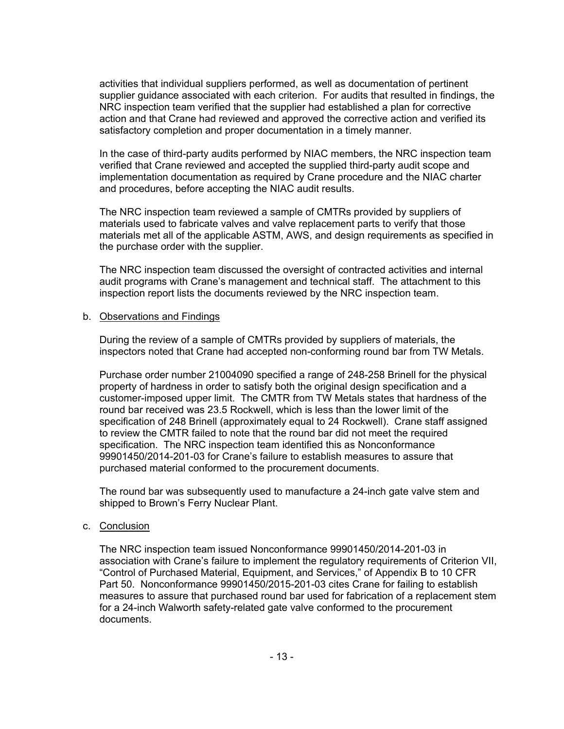activities that individual suppliers performed, as well as documentation of pertinent supplier guidance associated with each criterion. For audits that resulted in findings, the NRC inspection team verified that the supplier had established a plan for corrective action and that Crane had reviewed and approved the corrective action and verified its satisfactory completion and proper documentation in a timely manner.

In the case of third-party audits performed by NIAC members, the NRC inspection team verified that Crane reviewed and accepted the supplied third-party audit scope and implementation documentation as required by Crane procedure and the NIAC charter and procedures, before accepting the NIAC audit results.

The NRC inspection team reviewed a sample of CMTRs provided by suppliers of materials used to fabricate valves and valve replacement parts to verify that those materials met all of the applicable ASTM, AWS, and design requirements as specified in the purchase order with the supplier.

The NRC inspection team discussed the oversight of contracted activities and internal audit programs with Crane's management and technical staff. The attachment to this inspection report lists the documents reviewed by the NRC inspection team.

b. Observations and Findings

During the review of a sample of CMTRs provided by suppliers of materials, the inspectors noted that Crane had accepted non-conforming round bar from TW Metals.

Purchase order number 21004090 specified a range of 248-258 Brinell for the physical property of hardness in order to satisfy both the original design specification and a customer-imposed upper limit. The CMTR from TW Metals states that hardness of the round bar received was 23.5 Rockwell, which is less than the lower limit of the specification of 248 Brinell (approximately equal to 24 Rockwell). Crane staff assigned to review the CMTR failed to note that the round bar did not meet the required specification. The NRC inspection team identified this as Nonconformance 99901450/2014-201-03 for Crane's failure to establish measures to assure that purchased material conformed to the procurement documents.

The round bar was subsequently used to manufacture a 24-inch gate valve stem and shipped to Brown's Ferry Nuclear Plant.

c. Conclusion

The NRC inspection team issued Nonconformance 99901450/2014-201-03 in association with Crane's failure to implement the regulatory requirements of Criterion VII, "Control of Purchased Material, Equipment, and Services," of Appendix B to 10 CFR Part 50. Nonconformance 99901450/2015-201-03 cites Crane for failing to establish measures to assure that purchased round bar used for fabrication of a replacement stem for a 24-inch Walworth safety-related gate valve conformed to the procurement documents.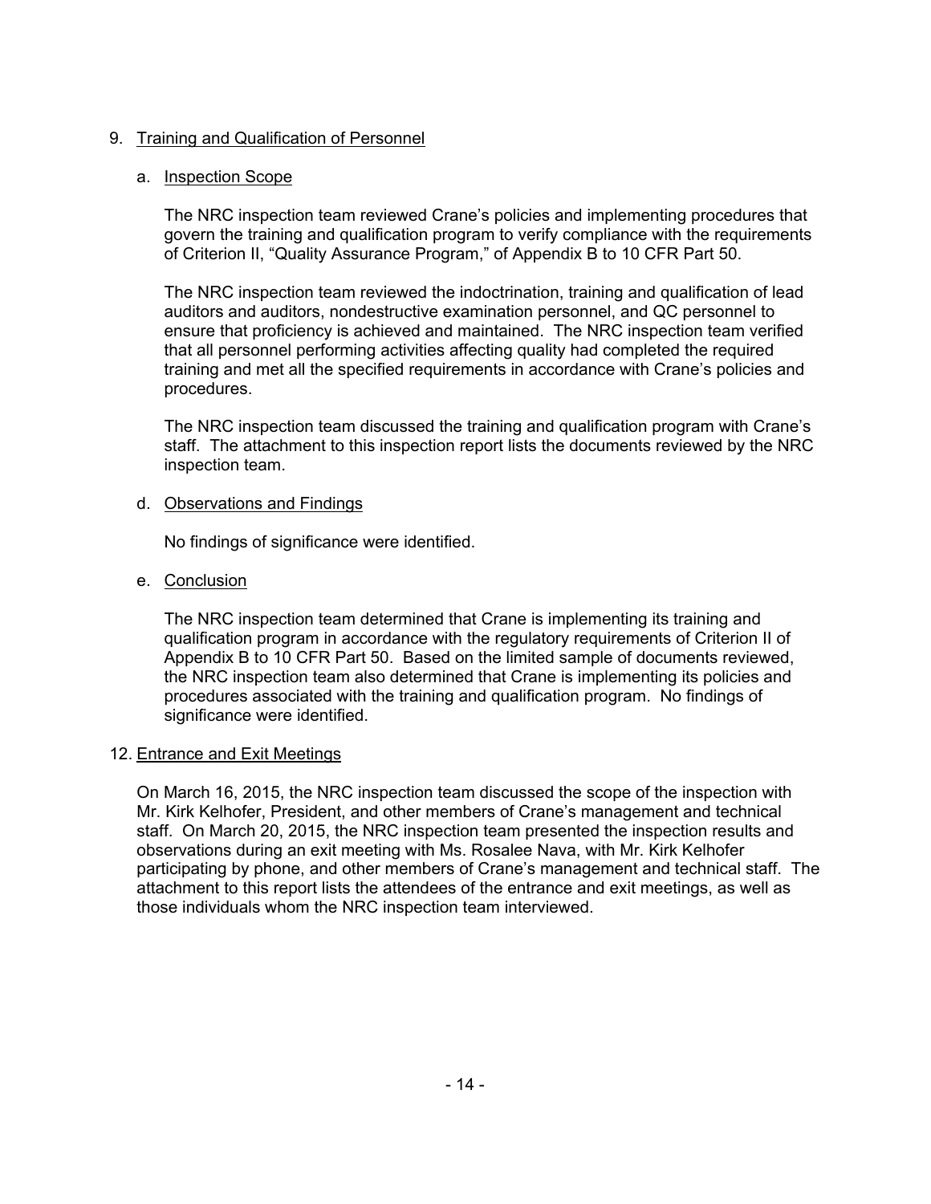## 9. Training and Qualification of Personnel

### a. Inspection Scope

The NRC inspection team reviewed Crane's policies and implementing procedures that govern the training and qualification program to verify compliance with the requirements of Criterion II, "Quality Assurance Program," of Appendix B to 10 CFR Part 50.

The NRC inspection team reviewed the indoctrination, training and qualification of lead auditors and auditors, nondestructive examination personnel, and QC personnel to ensure that proficiency is achieved and maintained. The NRC inspection team verified that all personnel performing activities affecting quality had completed the required training and met all the specified requirements in accordance with Crane's policies and procedures.

The NRC inspection team discussed the training and qualification program with Crane's staff. The attachment to this inspection report lists the documents reviewed by the NRC inspection team.

### d. Observations and Findings

No findings of significance were identified.

### e. Conclusion

The NRC inspection team determined that Crane is implementing its training and qualification program in accordance with the regulatory requirements of Criterion II of Appendix B to 10 CFR Part 50. Based on the limited sample of documents reviewed, the NRC inspection team also determined that Crane is implementing its policies and procedures associated with the training and qualification program. No findings of significance were identified.

## 12. Entrance and Exit Meetings

On March 16, 2015, the NRC inspection team discussed the scope of the inspection with Mr. Kirk Kelhofer, President, and other members of Crane's management and technical staff. On March 20, 2015, the NRC inspection team presented the inspection results and observations during an exit meeting with Ms. Rosalee Nava, with Mr. Kirk Kelhofer participating by phone, and other members of Crane's management and technical staff. The attachment to this report lists the attendees of the entrance and exit meetings, as well as those individuals whom the NRC inspection team interviewed.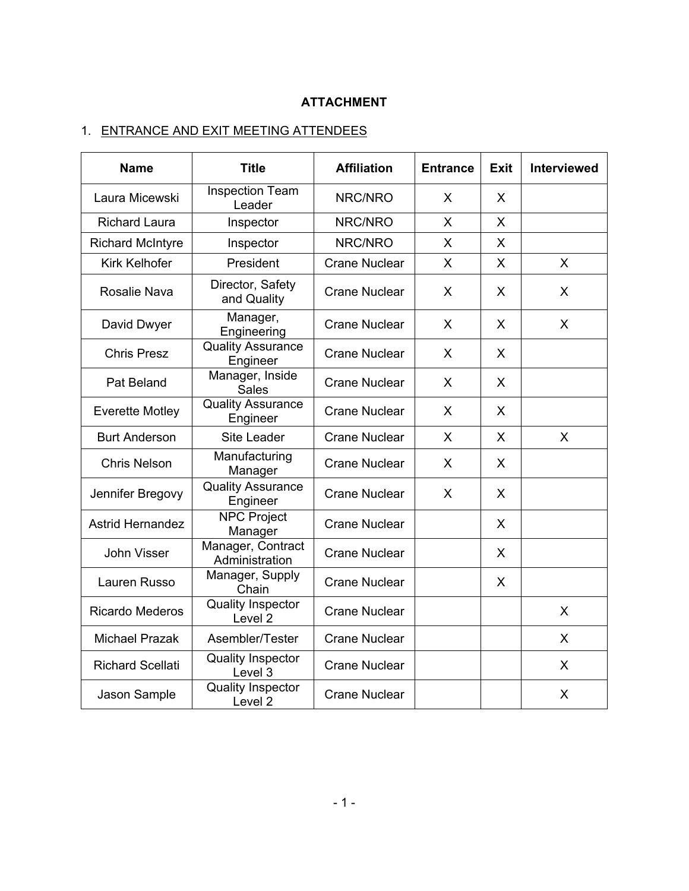**ATTACHMENT**

1. ENTRANCE AND EXIT MEETING ATTENDEES

| Name | Title | Affiliation | Entrance | Exit | Interviewed |
|---|---|---|---|---|---|
| Laura Micewski | Inspection Team Leader | NRC/NRO | X | X | |
| Richard Laura | Inspector | NRC/NRO | X | X | |
| Richard McIntyre | Inspector | NRC/NRO | X | X | |
| Kirk Kelhofer | President | Crane Nuclear | X | X | X |
| Rosalie Nava | Director, Safety and Quality | Crane Nuclear | X | X | X |
| David Dwyer | Manager, Engineering | Crane Nuclear | X | X | X |
| Chris Presz | Quality Assurance Engineer | Crane Nuclear | X | X | |
| Pat Beland | Manager, Inside Sales | Crane Nuclear | X | X | |
| Everette Motley | Quality Assurance Engineer | Crane Nuclear | X | X | |
| Burt Anderson | Site Leader | Crane Nuclear | X | X | X |
| Chris Nelson | Manufacturing Manager | Crane Nuclear | X | X | |
| Jennifer Bregovy | Quality Assurance Engineer | Crane Nuclear | X | X | |
| Astrid Hernandez | NPC Project Manager | Crane Nuclear | | X | |
| John Visser | Manager, Contract Administration | Crane Nuclear | | X | |
| Lauren Russo | Manager, Supply Chain | Crane Nuclear | | X | |
| Ricardo Mederos | Quality Inspector Level 2 | Crane Nuclear | | | X |
| Michael Prazak | Asembler/Tester | Crane Nuclear | | | X |
| Richard Scellati | Quality Inspector Level 3 | Crane Nuclear | | | X |
| Jason Sample | Quality Inspector Level 2 | Crane Nuclear | | | X |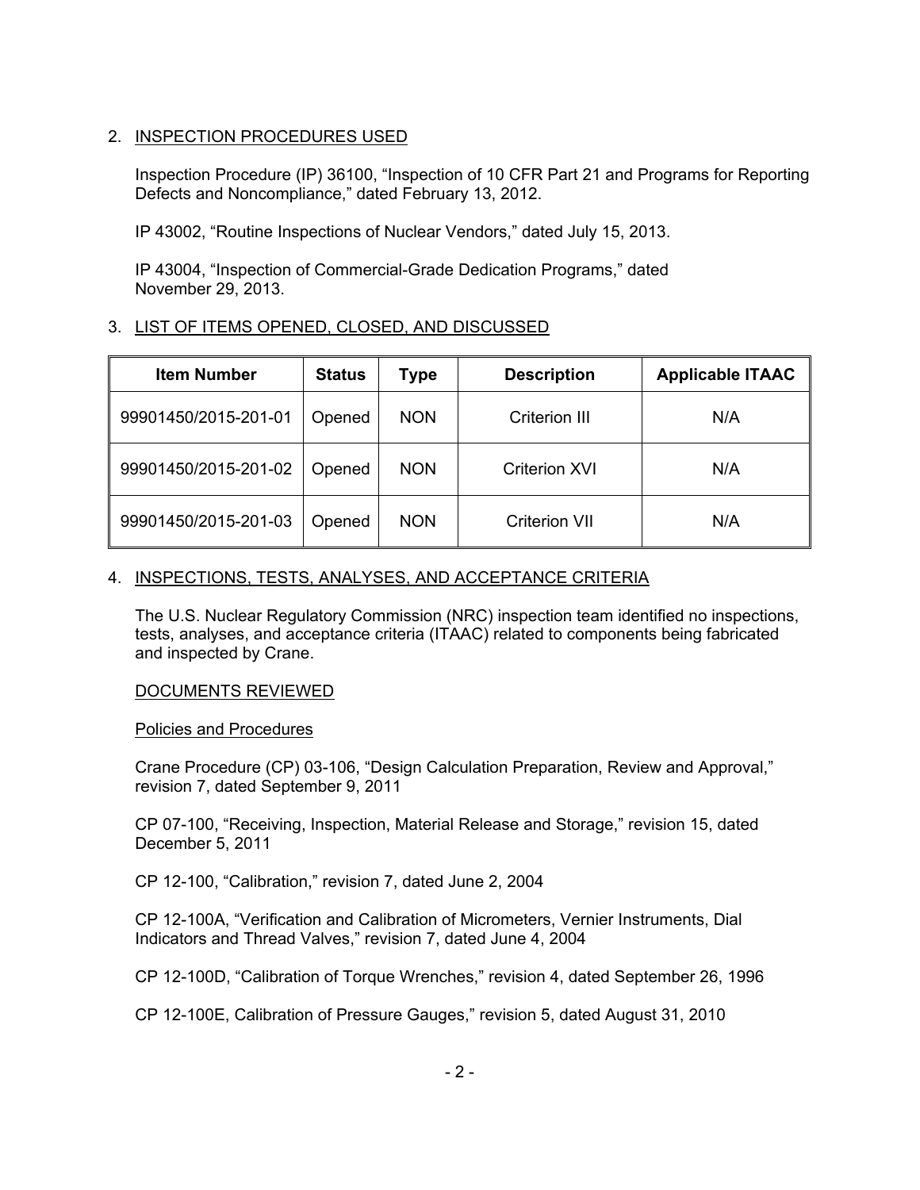## 2. INSPECTION PROCEDURES USED

Inspection Procedure (IP) 36100, "Inspection of 10 CFR Part 21 and Programs for Reporting Defects and Noncompliance," dated February 13, 2012.

IP 43002, "Routine Inspections of Nuclear Vendors," dated July 15, 2013.

IP 43004, "Inspection of Commercial-Grade Dedication Programs," dated November 29, 2013.

## 3. LIST OF ITEMS OPENED, CLOSED, AND DISCUSSED

| Item Number | Status | Type | Description | Applicable ITAAC |
|---|---|---|---|---|
| 99901450/2015-201-01 | Opened | NON | Criterion III | N/A |
| 99901450/2015-201-02 | Opened | NON | Criterion XVI | N/A |
| 99901450/2015-201-03 | Opened | NON | Criterion VII | N/A |

## 4. INSPECTIONS, TESTS, ANALYSES, AND ACCEPTANCE CRITERIA

The U.S. Nuclear Regulatory Commission (NRC) inspection team identified no inspections, tests, analyses, and acceptance criteria (ITAAC) related to components being fabricated and inspected by Crane.

DOCUMENTS REVIEWED

Policies and Procedures

Crane Procedure (CP) 03-106, "Design Calculation Preparation, Review and Approval," revision 7, dated September 9, 2011

CP 07-100, "Receiving, Inspection, Material Release and Storage," revision 15, dated December 5, 2011

CP 12-100, "Calibration," revision 7, dated June 2, 2004

CP 12-100A, "Verification and Calibration of Micrometers, Vernier Instruments, Dial Indicators and Thread Valves," revision 7, dated June 4, 2004

CP 12-100D, "Calibration of Torque Wrenches," revision 4, dated September 26, 1996

CP 12-100E, Calibration of Pressure Gauges," revision 5, dated August 31, 2010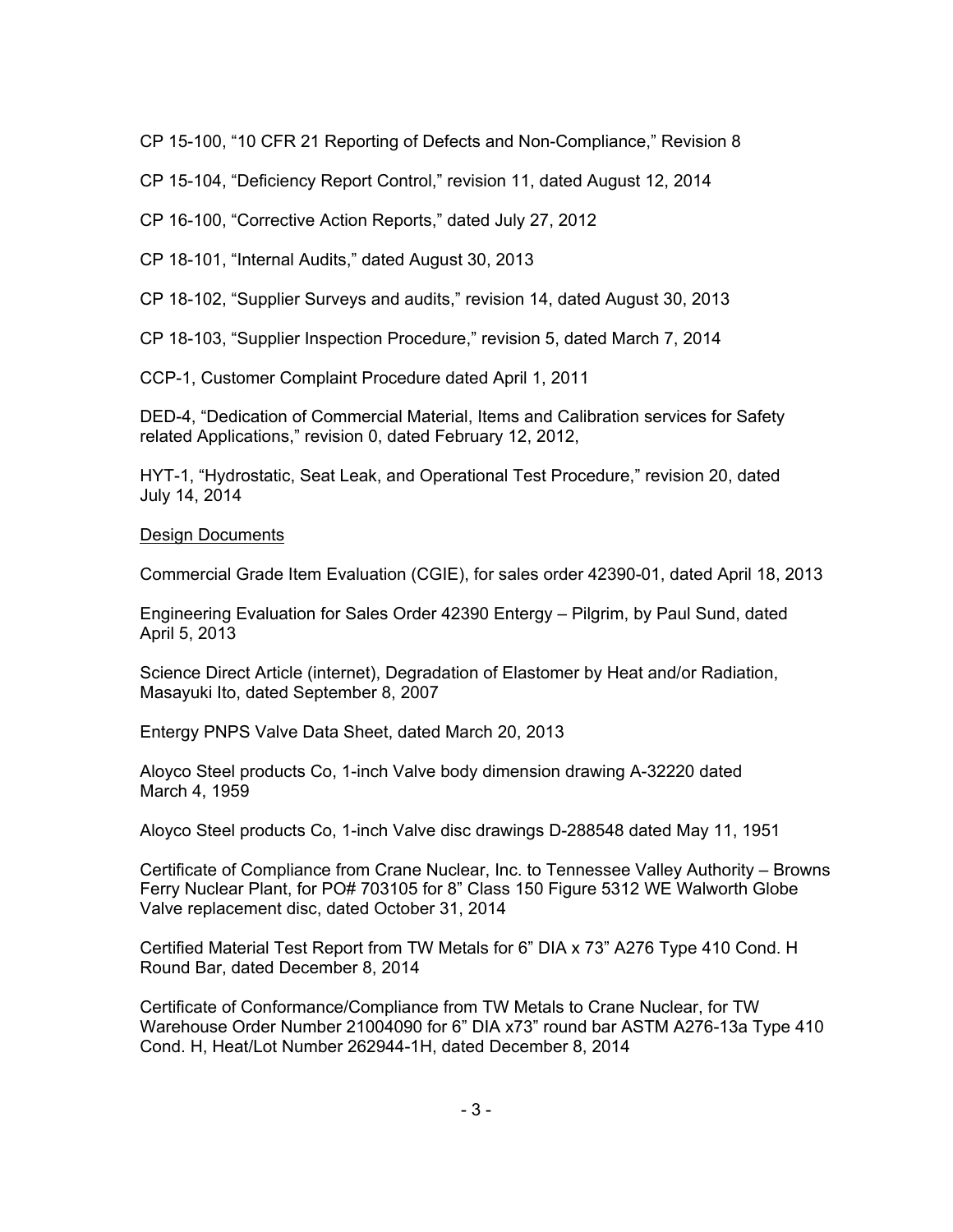CP 15-100, “10 CFR 21 Reporting of Defects and Non-Compliance,” Revision 8

CP 15-104, “Deficiency Report Control,” revision 11, dated August 12, 2014

CP 16-100, “Corrective Action Reports,” dated July 27, 2012

CP 18-101, “Internal Audits,” dated August 30, 2013

CP 18-102, “Supplier Surveys and audits,” revision 14, dated August 30, 2013

CP 18-103, “Supplier Inspection Procedure,” revision 5, dated March 7, 2014

CCP-1, Customer Complaint Procedure dated April 1, 2011

DED-4, “Dedication of Commercial Material, Items and Calibration services for Safety related Applications,” revision 0, dated February 12, 2012,

HYT-1, “Hydrostatic, Seat Leak, and Operational Test Procedure,” revision 20, dated July 14, 2014

Design Documents

Commercial Grade Item Evaluation (CGIE), for sales order 42390-01, dated April 18, 2013

Engineering Evaluation for Sales Order 42390 Entergy – Pilgrim, by Paul Sund, dated April 5, 2013

Science Direct Article (internet), Degradation of Elastomer by Heat and/or Radiation, Masayuki Ito, dated September 8, 2007

Entergy PNPS Valve Data Sheet, dated March 20, 2013

Aloyco Steel products Co, 1-inch Valve body dimension drawing A-32220 dated March 4, 1959

Aloyco Steel products Co, 1-inch Valve disc drawings D-288548 dated May 11, 1951

Certificate of Compliance from Crane Nuclear, Inc. to Tennessee Valley Authority – Browns Ferry Nuclear Plant, for PO# 703105 for 8” Class 150 Figure 5312 WE Walworth Globe Valve replacement disc, dated October 31, 2014

Certified Material Test Report from TW Metals for 6” DIA x 73” A276 Type 410 Cond. H Round Bar, dated December 8, 2014

Certificate of Conformance/Compliance from TW Metals to Crane Nuclear, for TW Warehouse Order Number 21004090 for 6” DIA x73” round bar ASTM A276-13a Type 410 Cond. H, Heat/Lot Number 262944-1H, dated December 8, 2014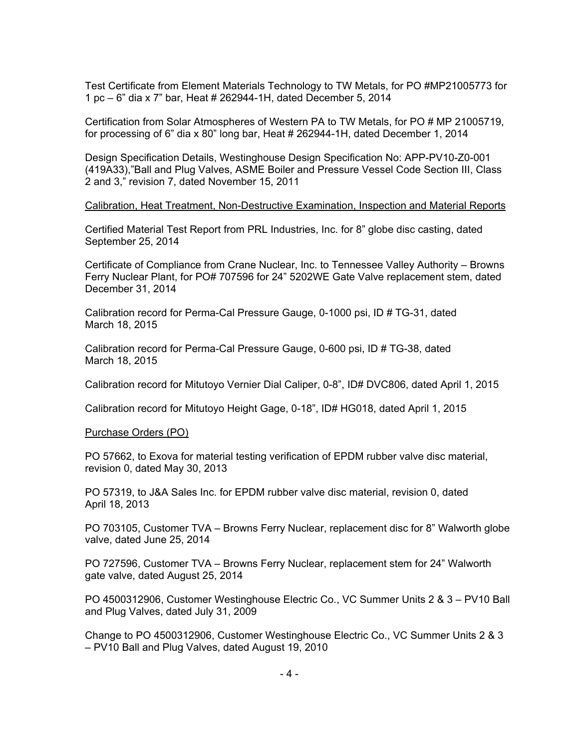Test Certificate from Element Materials Technology to TW Metals, for PO #MP21005773 for 1 pc – 6” dia x 7” bar, Heat # 262944-1H, dated December 5, 2014

Certification from Solar Atmospheres of Western PA to TW Metals, for PO # MP 21005719, for processing of 6” dia x 80” long bar, Heat # 262944-1H, dated December 1, 2014

Design Specification Details, Westinghouse Design Specification No: APP-PV10-Z0-001 (419A33),”Ball and Plug Valves, ASME Boiler and Pressure Vessel Code Section III, Class 2 and 3,” revision 7, dated November 15, 2011

Calibration, Heat Treatment, Non-Destructive Examination, Inspection and Material Reports

Certified Material Test Report from PRL Industries, Inc. for 8” globe disc casting, dated September 25, 2014

Certificate of Compliance from Crane Nuclear, Inc. to Tennessee Valley Authority – Browns Ferry Nuclear Plant, for PO# 707596 for 24” 5202WE Gate Valve replacement stem, dated December 31, 2014

Calibration record for Perma-Cal Pressure Gauge, 0-1000 psi, ID # TG-31, dated March 18, 2015

Calibration record for Perma-Cal Pressure Gauge, 0-600 psi, ID # TG-38, dated March 18, 2015

Calibration record for Mitutoyo Vernier Dial Caliper, 0-8”, ID# DVC806, dated April 1, 2015

Calibration record for Mitutoyo Height Gage, 0-18”, ID# HG018, dated April 1, 2015

Purchase Orders (PO)

PO 57662, to Exova for material testing verification of EPDM rubber valve disc material, revision 0, dated May 30, 2013

PO 57319, to J&A Sales Inc. for EPDM rubber valve disc material, revision 0, dated April 18, 2013

PO 703105, Customer TVA – Browns Ferry Nuclear, replacement disc for 8” Walworth globe valve, dated June 25, 2014

PO 727596, Customer TVA – Browns Ferry Nuclear, replacement stem for 24” Walworth gate valve, dated August 25, 2014

PO 4500312906, Customer Westinghouse Electric Co., VC Summer Units 2 & 3 – PV10 Ball and Plug Valves, dated July 31, 2009

Change to PO 4500312906, Customer Westinghouse Electric Co., VC Summer Units 2 & 3 – PV10 Ball and Plug Valves, dated August 19, 2010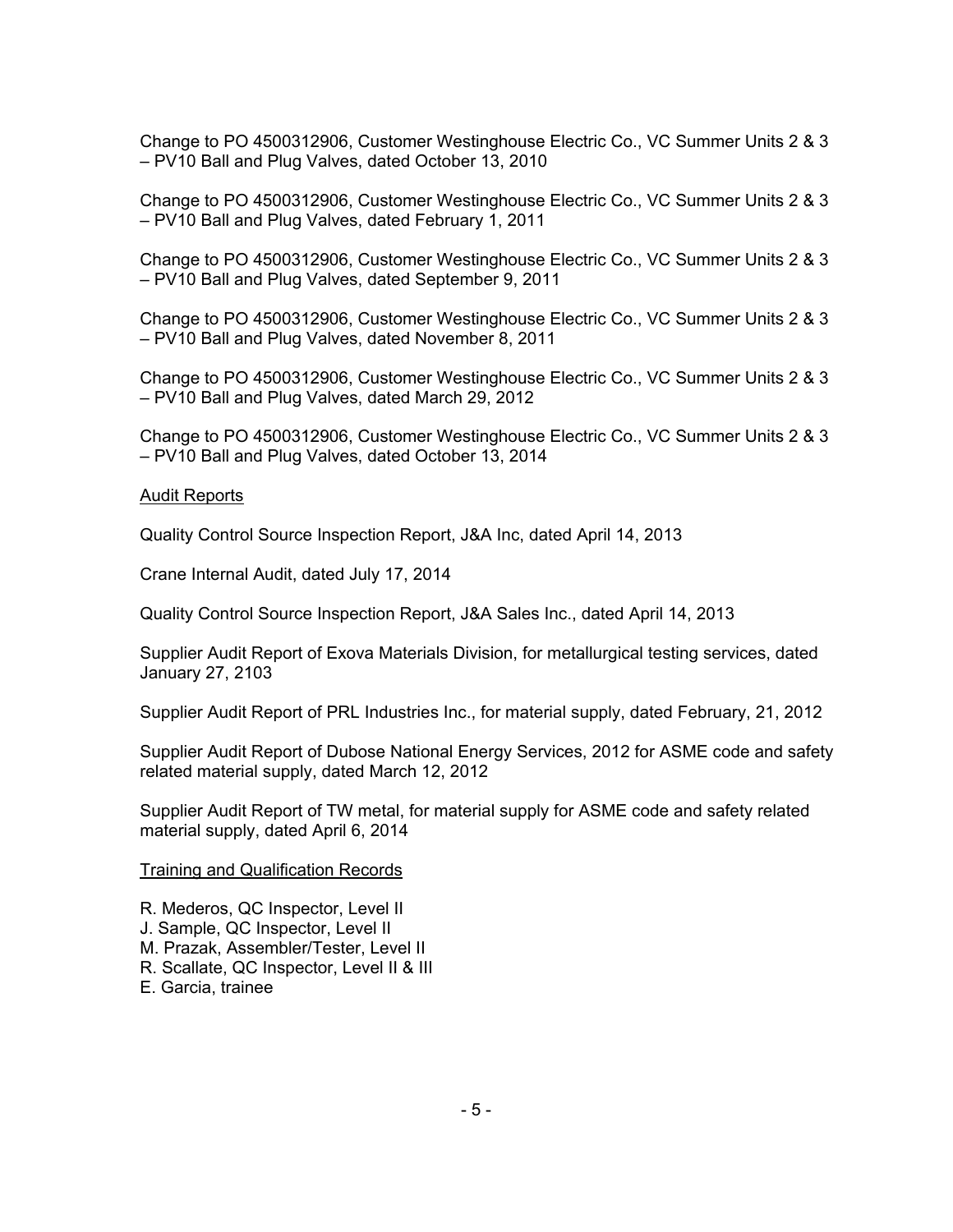Change to PO 4500312906, Customer Westinghouse Electric Co., VC Summer Units 2 & 3 – PV10 Ball and Plug Valves, dated October 13, 2010

Change to PO 4500312906, Customer Westinghouse Electric Co., VC Summer Units 2 & 3 – PV10 Ball and Plug Valves, dated February 1, 2011

Change to PO 4500312906, Customer Westinghouse Electric Co., VC Summer Units 2 & 3 – PV10 Ball and Plug Valves, dated September 9, 2011

Change to PO 4500312906, Customer Westinghouse Electric Co., VC Summer Units 2 & 3 – PV10 Ball and Plug Valves, dated November 8, 2011

Change to PO 4500312906, Customer Westinghouse Electric Co., VC Summer Units 2 & 3 – PV10 Ball and Plug Valves, dated March 29, 2012

Change to PO 4500312906, Customer Westinghouse Electric Co., VC Summer Units 2 & 3 – PV10 Ball and Plug Valves, dated October 13, 2014

Audit Reports

Quality Control Source Inspection Report, J&A Inc, dated April 14, 2013

Crane Internal Audit, dated July 17, 2014

Quality Control Source Inspection Report, J&A Sales Inc., dated April 14, 2013

Supplier Audit Report of Exova Materials Division, for metallurgical testing services, dated January 27, 2103

Supplier Audit Report of PRL Industries Inc., for material supply, dated February, 21, 2012

Supplier Audit Report of Dubose National Energy Services, 2012 for ASME code and safety related material supply, dated March 12, 2012

Supplier Audit Report of TW metal, for material supply for ASME code and safety related material supply, dated April 6, 2014

Training and Qualification Records

R. Mederos, QC Inspector, Level II
J. Sample, QC Inspector, Level II
M. Prazak, Assembler/Tester, Level II
R. Scallate, QC Inspector, Level II & III
E. Garcia, trainee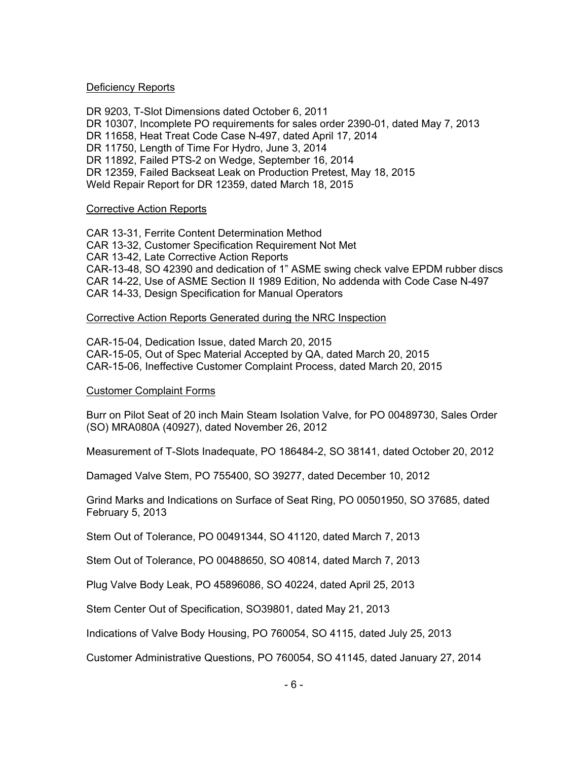## Deficiency Reports

DR 9203, T-Slot Dimensions dated October 6, 2011
DR 10307, Incomplete PO requirements for sales order 2390-01, dated May 7, 2013
DR 11658, Heat Treat Code Case N-497, dated April 17, 2014
DR 11750, Length of Time For Hydro, June 3, 2014
DR 11892, Failed PTS-2 on Wedge, September 16, 2014
DR 12359, Failed Backseat Leak on Production Pretest, May 18, 2015
Weld Repair Report for DR 12359, dated March 18, 2015

## Corrective Action Reports

CAR 13-31, Ferrite Content Determination Method
CAR 13-32, Customer Specification Requirement Not Met
CAR 13-42, Late Corrective Action Reports
CAR-13-48, SO 42390 and dedication of 1" ASME swing check valve EPDM rubber discs
CAR 14-22, Use of ASME Section II 1989 Edition, No addenda with Code Case N-497
CAR 14-33, Design Specification for Manual Operators

## Corrective Action Reports Generated during the NRC Inspection

CAR-15-04, Dedication Issue, dated March 20, 2015
CAR-15-05, Out of Spec Material Accepted by QA, dated March 20, 2015
CAR-15-06, Ineffective Customer Complaint Process, dated March 20, 2015

## Customer Complaint Forms

Burr on Pilot Seat of 20 inch Main Steam Isolation Valve, for PO 00489730, Sales Order (SO) MRA080A (40927), dated November 26, 2012

Measurement of T-Slots Inadequate, PO 186484-2, SO 38141, dated October 20, 2012

Damaged Valve Stem, PO 755400, SO 39277, dated December 10, 2012

Grind Marks and Indications on Surface of Seat Ring, PO 00501950, SO 37685, dated February 5, 2013

Stem Out of Tolerance, PO 00491344, SO 41120, dated March 7, 2013

Stem Out of Tolerance, PO 00488650, SO 40814, dated March 7, 2013

Plug Valve Body Leak, PO 45896086, SO 40224, dated April 25, 2013

Stem Center Out of Specification, SO39801, dated May 21, 2013

Indications of Valve Body Housing, PO 760054, SO 4115, dated July 25, 2013

Customer Administrative Questions, PO 760054, SO 41145, dated January 27, 2014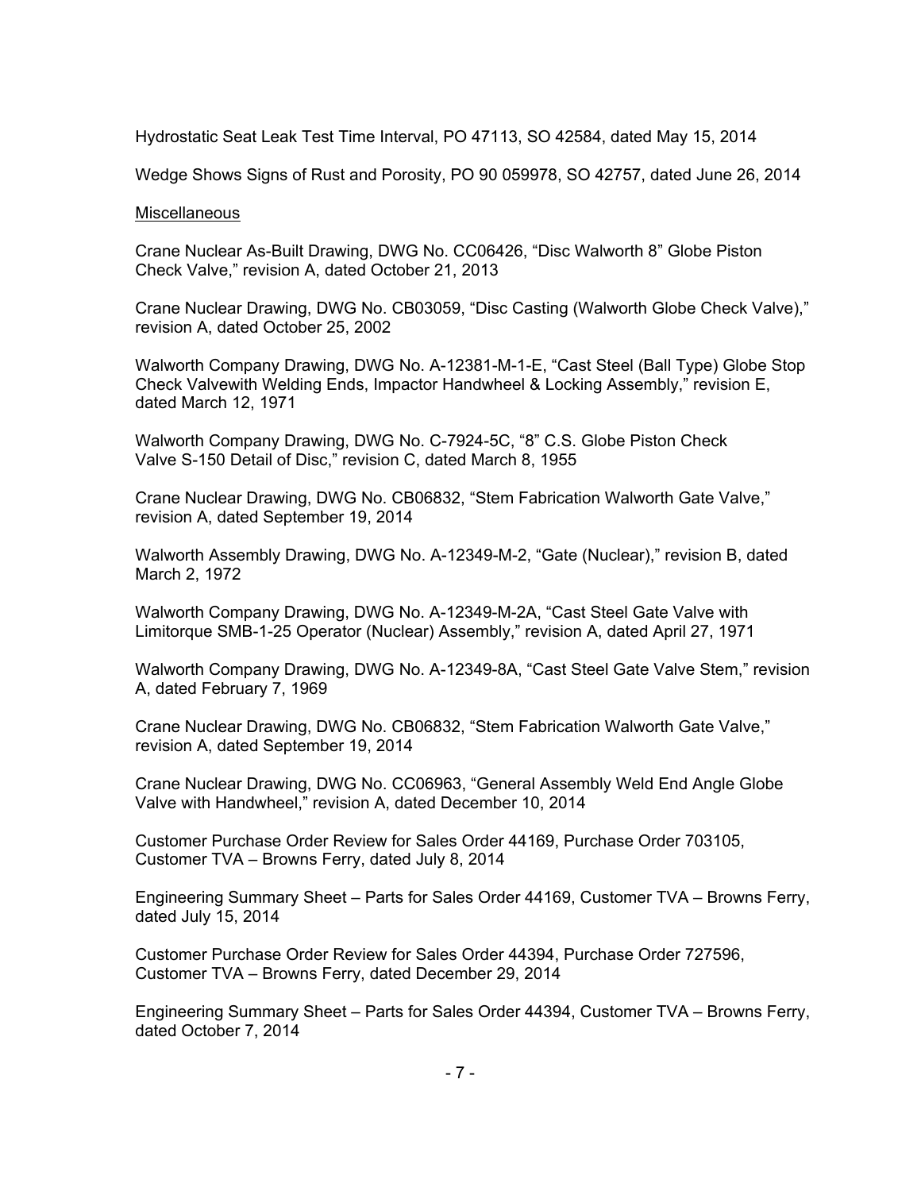Hydrostatic Seat Leak Test Time Interval, PO 47113, SO 42584, dated May 15, 2014

Wedge Shows Signs of Rust and Porosity, PO 90 059978, SO 42757, dated June 26, 2014

<u>Miscellaneous</u>

Crane Nuclear As-Built Drawing, DWG No. CC06426, "Disc Walworth 8" Globe Piston Check Valve," revision A, dated October 21, 2013

Crane Nuclear Drawing, DWG No. CB03059, "Disc Casting (Walworth Globe Check Valve)," revision A, dated October 25, 2002

Walworth Company Drawing, DWG No. A-12381-M-1-E, "Cast Steel (Ball Type) Globe Stop Check Valvewith Welding Ends, Impactor Handwheel & Locking Assembly," revision E, dated March 12, 1971

Walworth Company Drawing, DWG No. C-7924-5C, "8" C.S. Globe Piston Check Valve S-150 Detail of Disc," revision C, dated March 8, 1955

Crane Nuclear Drawing, DWG No. CB06832, "Stem Fabrication Walworth Gate Valve," revision A, dated September 19, 2014

Walworth Assembly Drawing, DWG No. A-12349-M-2, "Gate (Nuclear)," revision B, dated March 2, 1972

Walworth Company Drawing, DWG No. A-12349-M-2A, "Cast Steel Gate Valve with Limitorque SMB-1-25 Operator (Nuclear) Assembly," revision A, dated April 27, 1971

Walworth Company Drawing, DWG No. A-12349-8A, "Cast Steel Gate Valve Stem," revision A, dated February 7, 1969

Crane Nuclear Drawing, DWG No. CB06832, "Stem Fabrication Walworth Gate Valve," revision A, dated September 19, 2014

Crane Nuclear Drawing, DWG No. CC06963, "General Assembly Weld End Angle Globe Valve with Handwheel," revision A, dated December 10, 2014

Customer Purchase Order Review for Sales Order 44169, Purchase Order 703105, Customer TVA – Browns Ferry, dated July 8, 2014

Engineering Summary Sheet – Parts for Sales Order 44169, Customer TVA – Browns Ferry, dated July 15, 2014

Customer Purchase Order Review for Sales Order 44394, Purchase Order 727596, Customer TVA – Browns Ferry, dated December 29, 2014

Engineering Summary Sheet – Parts for Sales Order 44394, Customer TVA – Browns Ferry, dated October 7, 2014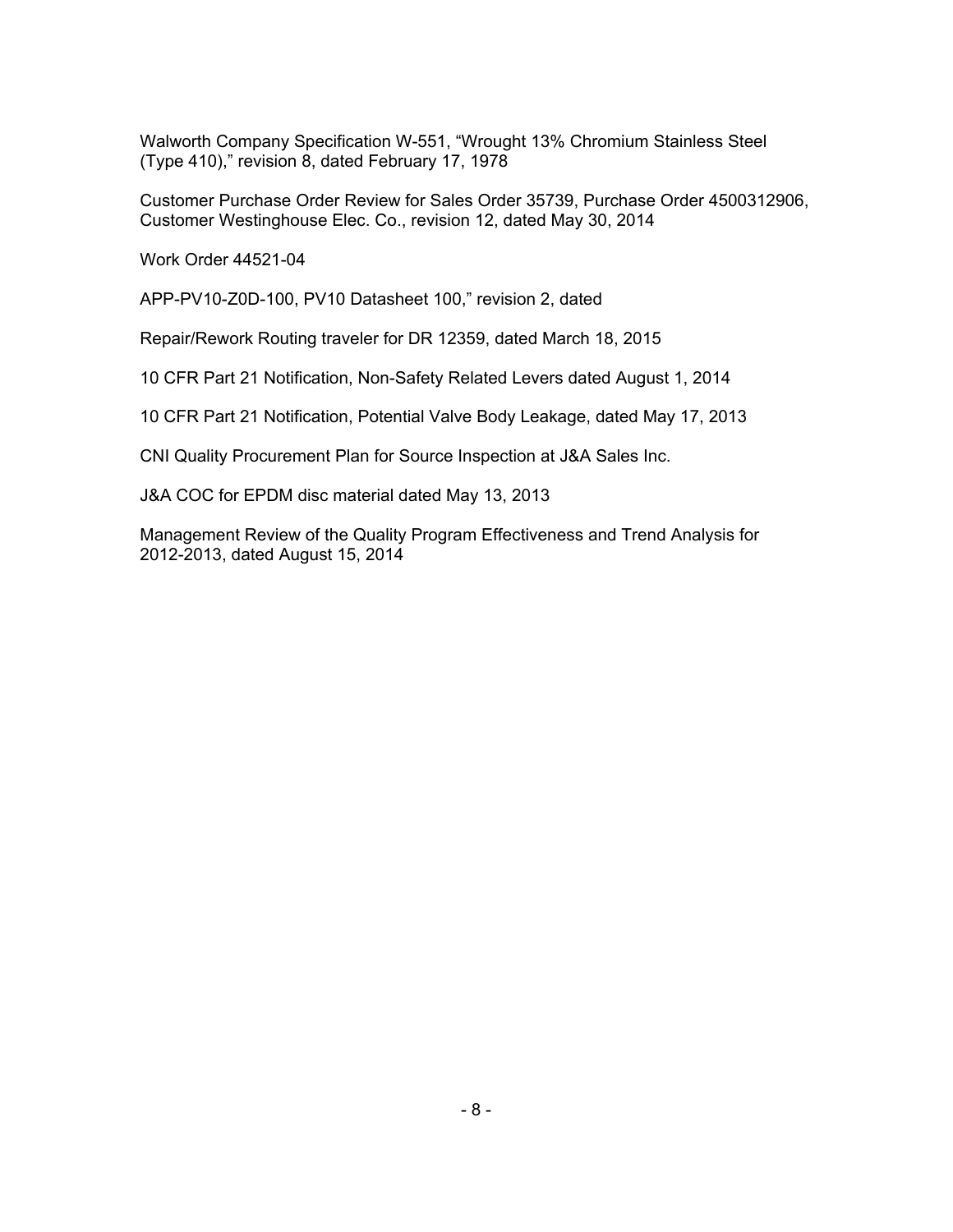Walworth Company Specification W-551, “Wrought 13% Chromium Stainless Steel (Type 410),” revision 8, dated February 17, 1978

Customer Purchase Order Review for Sales Order 35739, Purchase Order 4500312906, Customer Westinghouse Elec. Co., revision 12, dated May 30, 2014

Work Order 44521-04

APP-PV10-Z0D-100, PV10 Datasheet 100,” revision 2, dated

Repair/Rework Routing traveler for DR 12359, dated March 18, 2015

10 CFR Part 21 Notification, Non-Safety Related Levers dated August 1, 2014

10 CFR Part 21 Notification, Potential Valve Body Leakage, dated May 17, 2013

CNI Quality Procurement Plan for Source Inspection at J&A Sales Inc.

J&A COC for EPDM disc material dated May 13, 2013

Management Review of the Quality Program Effectiveness and Trend Analysis for 2012-2013, dated August 15, 2014